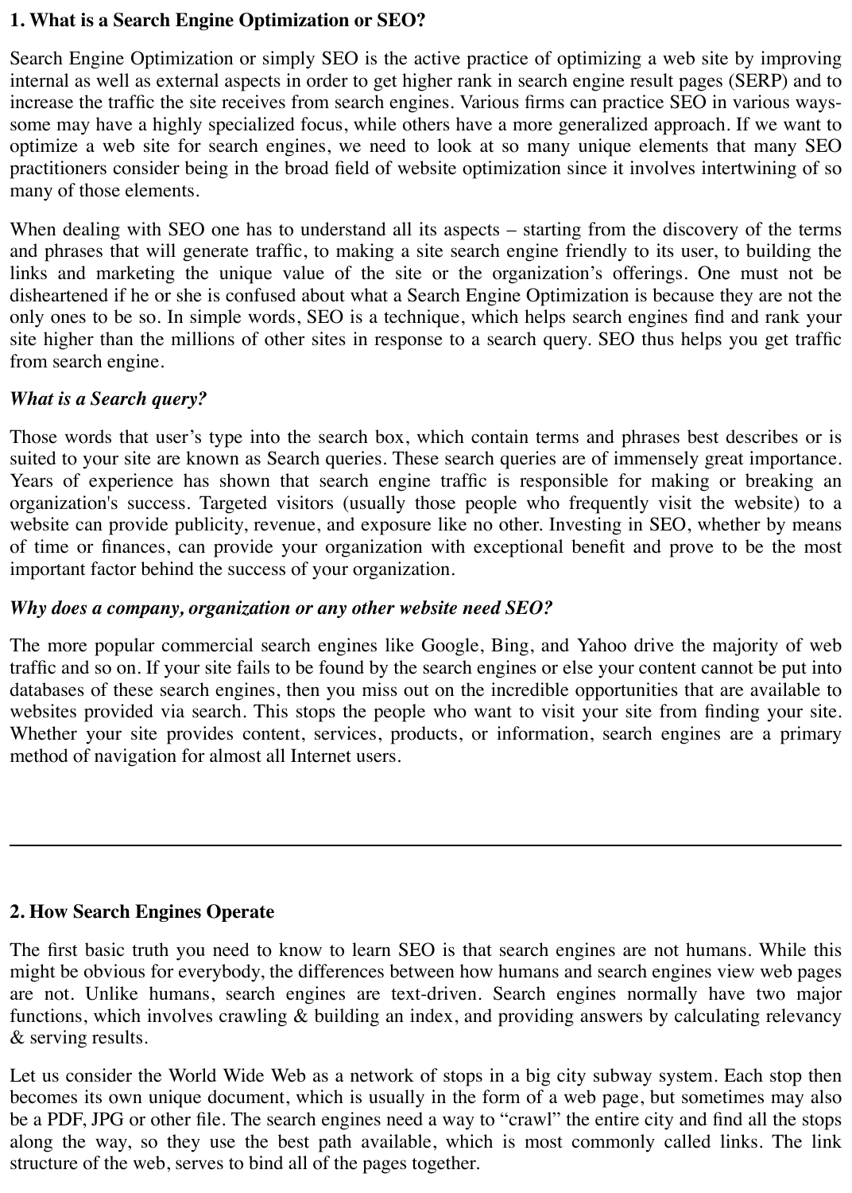## 1. What is a Search Engine Optimization or SEO?

Search Engine Optimization or simply SEO is the active practice of optimizing a web site by improving internal as well as external aspects in order to get higher rank in search engine result pages (SERP) and to increase the traffic the site receives from search engines. Various firms can practice SEO in various ways- some may have a highly specialized focus, while others have a more generalized approach. If we want to optimize a web site for search engines, we need to look at so many unique elements that many SEO practitioners consider being in the broad field of website optimization since it involves intertwining of so many of those elements.

When dealing with SEO one has to understand all its aspects – starting from the discovery of the terms and phrases that will generate traffic, to making a site search engine friendly to its user, to building the links and marketing the unique value of the site or the organization's offerings. One must not be disheartened if he or she is confused about what a Search Engine Optimization is because they are not the only ones to be so. In simple words, SEO is a technique, which helps search engines find and rank your site higher than the millions of other sites in response to a search query. SEO thus helps you get traffic from search engine.

***What is a Search query?***

Those words that user's type into the search box, which contain terms and phrases best describes or is suited to your site are known as Search queries. These search queries are of immensely great importance. Years of experience has shown that search engine traffic is responsible for making or breaking an organization's success. Targeted visitors (usually those people who frequently visit the website) to a website can provide publicity, revenue, and exposure like no other. Investing in SEO, whether by means of time or finances, can provide your organization with exceptional benefit and prove to be the most important factor behind the success of your organization.

***Why does a company, organization or any other website need SEO?***

The more popular commercial search engines like Google, Bing, and Yahoo drive the majority of web traffic and so on. If your site fails to be found by the search engines or else your content cannot be put into databases of these search engines, then you miss out on the incredible opportunities that are available to websites provided via search. This stops the people who want to visit your site from finding your site. Whether your site provides content, services, products, or information, search engines are a primary method of navigation for almost all Internet users.

---

## 2. How Search Engines Operate

The first basic truth you need to know to learn SEO is that search engines are not humans. While this might be obvious for everybody, the differences between how humans and search engines view web pages are not. Unlike humans, search engines are text-driven. Search engines normally have two major functions, which involves crawling & building an index, and providing answers by calculating relevancy & serving results.

Let us consider the World Wide Web as a network of stops in a big city subway system. Each stop then becomes its own unique document, which is usually in the form of a web page, but sometimes may also be a PDF, JPG or other file. The search engines need a way to "crawl" the entire city and find all the stops along the way, so they use the best path available, which is most commonly called links. The link structure of the web, serves to bind all of the pages together.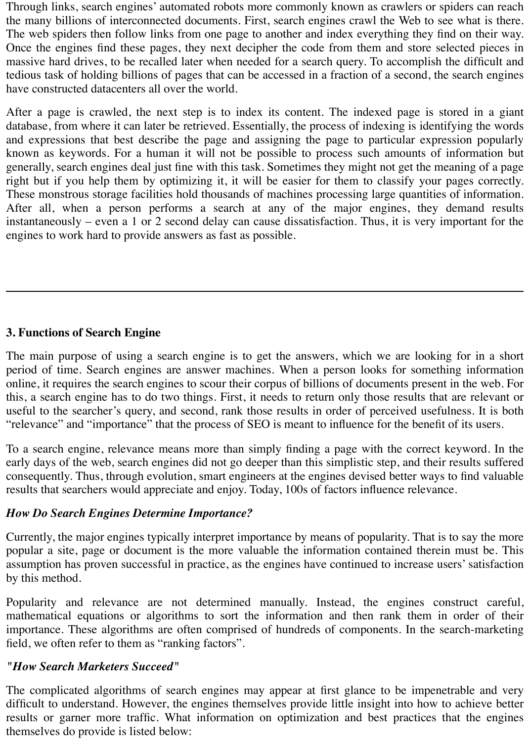Through links, search engines' automated robots more commonly known as crawlers or spiders can reach the many billions of interconnected documents. First, search engines crawl the Web to see what is there. The web spiders then follow links from one page to another and index everything they find on their way. Once the engines find these pages, they next decipher the code from them and store selected pieces in massive hard drives, to be recalled later when needed for a search query. To accomplish the difficult and tedious task of holding billions of pages that can be accessed in a fraction of a second, the search engines have constructed datacenters all over the world.

After a page is crawled, the next step is to index its content. The indexed page is stored in a giant database, from where it can later be retrieved. Essentially, the process of indexing is identifying the words and expressions that best describe the page and assigning the page to particular expression popularly known as keywords. For a human it will not be possible to process such amounts of information but generally, search engines deal just fine with this task. Sometimes they might not get the meaning of a page right but if you help them by optimizing it, it will be easier for them to classify your pages correctly. These monstrous storage facilities hold thousands of machines processing large quantities of information. After all, when a person performs a search at any of the major engines, they demand results instantaneously – even a 1 or 2 second delay can cause dissatisfaction. Thus, it is very important for the engines to work hard to provide answers as fast as possible.

---

## 3. Functions of Search Engine

The main purpose of using a search engine is to get the answers, which we are looking for in a short period of time. Search engines are answer machines. When a person looks for something information online, it requires the search engines to scour their corpus of billions of documents present in the web. For this, a search engine has to do two things. First, it needs to return only those results that are relevant or useful to the searcher's query, and second, rank those results in order of perceived usefulness. It is both "relevance" and "importance" that the process of SEO is meant to influence for the benefit of its users.

To a search engine, relevance means more than simply finding a page with the correct keyword. In the early days of the web, search engines did not go deeper than this simplistic step, and their results suffered consequently. Thus, through evolution, smart engineers at the engines devised better ways to find valuable results that searchers would appreciate and enjoy. Today, 100s of factors influence relevance.

*How Do Search Engines Determine Importance?*

Currently, the major engines typically interpret importance by means of popularity. That is to say the more popular a site, page or document is the more valuable the information contained therein must be. This assumption has proven successful in practice, as the engines have continued to increase users' satisfaction by this method.

Popularity and relevance are not determined manually. Instead, the engines construct careful, mathematical equations or algorithms to sort the information and then rank them in order of their importance. These algorithms are often comprised of hundreds of components. In the search-marketing field, we often refer to them as "ranking factors".

"*How Search Marketers Succeed*"

The complicated algorithms of search engines may appear at first glance to be impenetrable and very difficult to understand. However, the engines themselves provide little insight into how to achieve better results or garner more traffic. What information on optimization and best practices that the engines themselves do provide is listed below: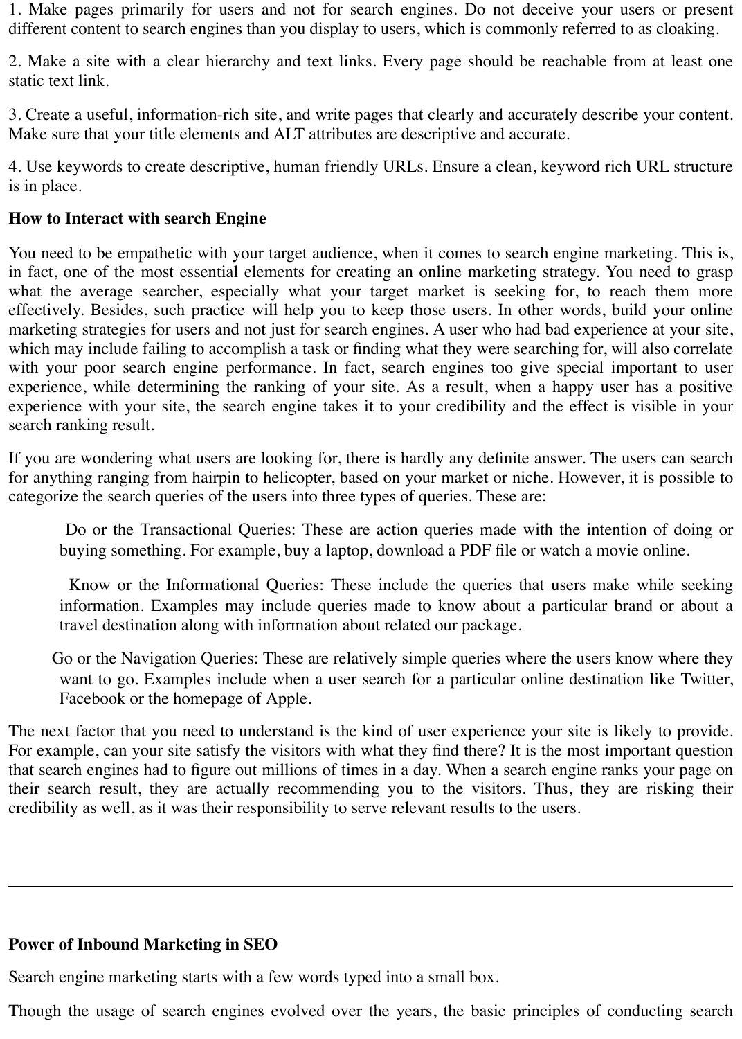1. Make pages primarily for users and not for search engines. Do not deceive your users or present different content to search engines than you display to users, which is commonly referred to as cloaking.

2. Make a site with a clear hierarchy and text links. Every page should be reachable from at least one static text link.

3. Create a useful, information-rich site, and write pages that clearly and accurately describe your content. Make sure that your title elements and ALT attributes are descriptive and accurate.

4. Use keywords to create descriptive, human friendly URLs. Ensure a clean, keyword rich URL structure is in place.

**How to Interact with search Engine**

You need to be empathetic with your target audience, when it comes to search engine marketing. This is, in fact, one of the most essential elements for creating an online marketing strategy. You need to grasp what the average searcher, especially what your target market is seeking for, to reach them more effectively. Besides, such practice will help you to keep those users. In other words, build your online marketing strategies for users and not just for search engines. A user who had bad experience at your site, which may include failing to accomplish a task or finding what they were searching for, will also correlate with your poor search engine performance. In fact, search engines too give special important to user experience, while determining the ranking of your site. As a result, when a happy user has a positive experience with your site, the search engine takes it to your credibility and the effect is visible in your search ranking result.

If you are wondering what users are looking for, there is hardly any definite answer. The users can search for anything ranging from hairpin to helicopter, based on your market or niche. However, it is possible to categorize the search queries of the users into three types of queries. These are:

- Do or the Transactional Queries: These are action queries made with the intention of doing or buying something. For example, buy a laptop, download a PDF file or watch a movie online.
- Know or the Informational Queries: These include the queries that users make while seeking information. Examples may include queries made to know about a particular brand or about a travel destination along with information about related our package.
- Go or the Navigation Queries: These are relatively simple queries where the users know where they want to go. Examples include when a user search for a particular online destination like Twitter, Facebook or the homepage of Apple.

The next factor that you need to understand is the kind of user experience your site is likely to provide. For example, can your site satisfy the visitors with what they find there? It is the most important question that search engines had to figure out millions of times in a day. When a search engine ranks your page on their search result, they are actually recommending you to the visitors. Thus, they are risking their credibility as well, as it was their responsibility to serve relevant results to the users.

---

**Power of Inbound Marketing in SEO**

Search engine marketing starts with a few words typed into a small box.

Though the usage of search engines evolved over the years, the basic principles of conducting search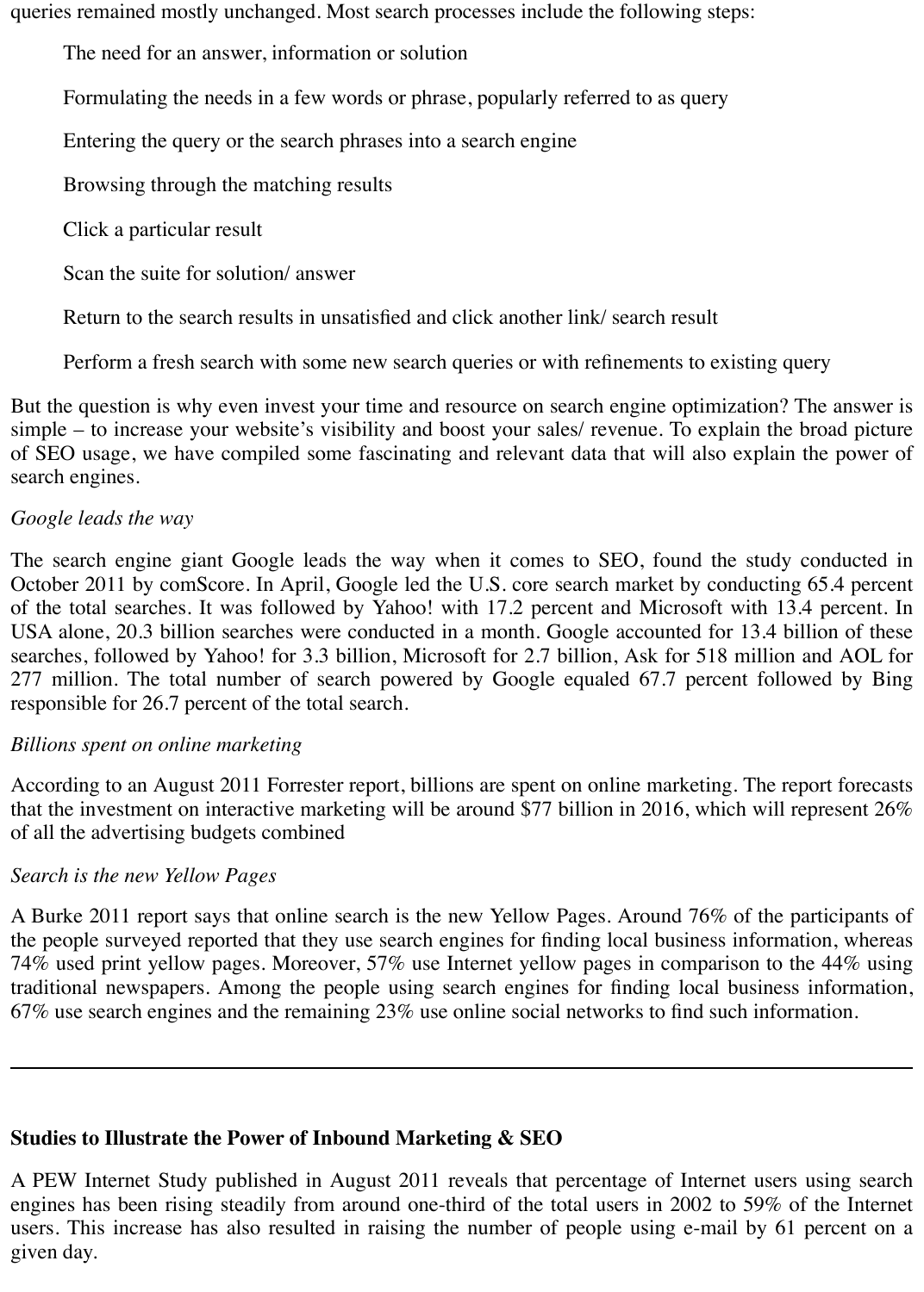queries remained mostly unchanged. Most search processes include the following steps:

- The need for an answer, information or solution
- Formulating the needs in a few words or phrase, popularly referred to as query
- Entering the query or the search phrases into a search engine
- Browsing through the matching results
- Click a particular result
- Scan the suite for solution/ answer
- Return to the search results in unsatisfied and click another link/ search result
- Perform a fresh search with some new search queries or with refinements to existing query

But the question is why even invest your time and resource on search engine optimization? The answer is simple – to increase your website's visibility and boost your sales/ revenue. To explain the broad picture of SEO usage, we have compiled some fascinating and relevant data that will also explain the power of search engines.

*Google leads the way*

The search engine giant Google leads the way when it comes to SEO, found the study conducted in October 2011 by comScore. In April, Google led the U.S. core search market by conducting 65.4 percent of the total searches. It was followed by Yahoo! with 17.2 percent and Microsoft with 13.4 percent. In USA alone, 20.3 billion searches were conducted in a month. Google accounted for 13.4 billion of these searches, followed by Yahoo! for 3.3 billion, Microsoft for 2.7 billion, Ask for 518 million and AOL for 277 million. The total number of search powered by Google equaled 67.7 percent followed by Bing responsible for 26.7 percent of the total search.

*Billions spent on online marketing*

According to an August 2011 Forrester report, billions are spent on online marketing. The report forecasts that the investment on interactive marketing will be around $77 billion in 2016, which will represent 26% of all the advertising budgets combined

*Search is the new Yellow Pages*

A Burke 2011 report says that online search is the new Yellow Pages. Around 76% of the participants of the people surveyed reported that they use search engines for finding local business information, whereas 74% used print yellow pages. Moreover, 57% use Internet yellow pages in comparison to the 44% using traditional newspapers. Among the people using search engines for finding local business information, 67% use search engines and the remaining 23% use online social networks to find such information.

---

**Studies to Illustrate the Power of Inbound Marketing & SEO**

A PEW Internet Study published in August 2011 reveals that percentage of Internet users using search engines has been rising steadily from around one-third of the total users in 2002 to 59% of the Internet users. This increase has also resulted in raising the number of people using e-mail by 61 percent on a given day.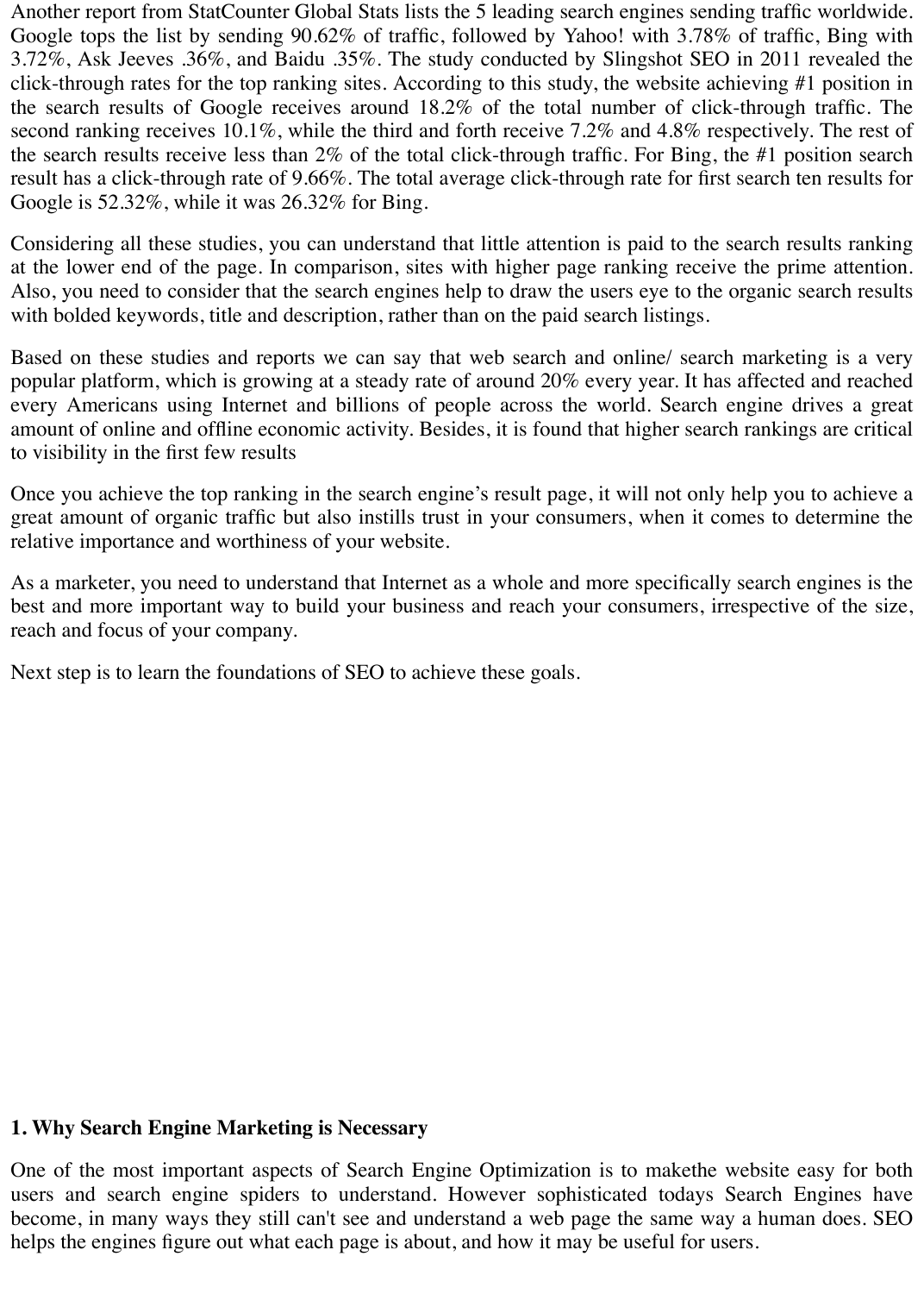Another report from StatCounter Global Stats lists the 5 leading search engines sending traffic worldwide. Google tops the list by sending 90.62% of traffic, followed by Yahoo! with 3.78% of traffic, Bing with 3.72%, Ask Jeeves .36%, and Baidu .35%. The study conducted by Slingshot SEO in 2011 revealed the click-through rates for the top ranking sites. According to this study, the website achieving #1 position in the search results of Google receives around 18.2% of the total number of click-through traffic. The second ranking receives 10.1%, while the third and forth receive 7.2% and 4.8% respectively. The rest of the search results receive less than 2% of the total click-through traffic. For Bing, the #1 position search result has a click-through rate of 9.66%. The total average click-through rate for first search ten results for Google is 52.32%, while it was 26.32% for Bing.

Considering all these studies, you can understand that little attention is paid to the search results ranking at the lower end of the page. In comparison, sites with higher page ranking receive the prime attention. Also, you need to consider that the search engines help to draw the users eye to the organic search results with bolded keywords, title and description, rather than on the paid search listings.

Based on these studies and reports we can say that web search and online/ search marketing is a very popular platform, which is growing at a steady rate of around 20% every year. It has affected and reached every Americans using Internet and billions of people across the world. Search engine drives a great amount of online and offline economic activity. Besides, it is found that higher search rankings are critical to visibility in the first few results

Once you achieve the top ranking in the search engine's result page, it will not only help you to achieve a great amount of organic traffic but also instills trust in your consumers, when it comes to determine the relative importance and worthiness of your website.

As a marketer, you need to understand that Internet as a whole and more specifically search engines is the best and more important way to build your business and reach your consumers, irrespective of the size, reach and focus of your company.

Next step is to learn the foundations of SEO to achieve these goals.

## 1. Why Search Engine Marketing is Necessary

One of the most important aspects of Search Engine Optimization is to makethe website easy for both users and search engine spiders to understand. However sophisticated todays Search Engines have become, in many ways they still can't see and understand a web page the same way a human does. SEO helps the engines figure out what each page is about, and how it may be useful for users.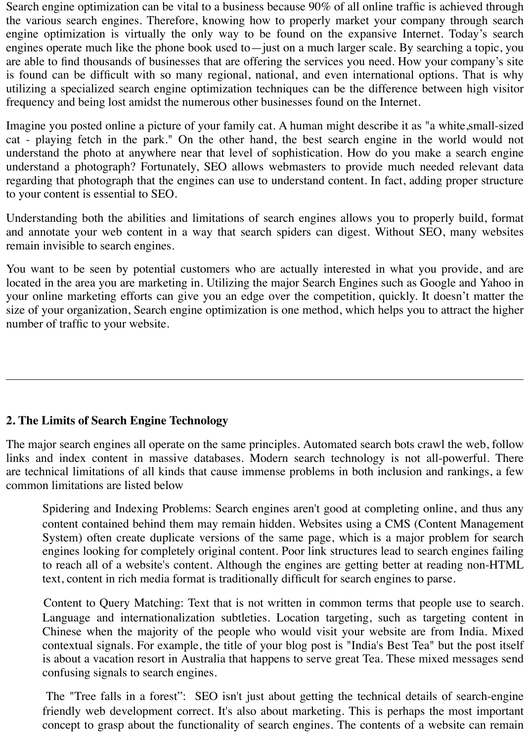Search engine optimization can be vital to a business because 90% of all online traffic is achieved through the various search engines. Therefore, knowing how to properly market your company through search engine optimization is virtually the only way to be found on the expansive Internet. Today's search engines operate much like the phone book used to—just on a much larger scale. By searching a topic, you are able to find thousands of businesses that are offering the services you need. How your company's site is found can be difficult with so many regional, national, and even international options. That is why utilizing a specialized search engine optimization techniques can be the difference between high visitor frequency and being lost amidst the numerous other businesses found on the Internet.

Imagine you posted online a picture of your family cat. A human might describe it as "a white,small-sized cat - playing fetch in the park." On the other hand, the best search engine in the world would not understand the photo at anywhere near that level of sophistication. How do you make a search engine understand a photograph? Fortunately, SEO allows webmasters to provide much needed relevant data regarding that photograph that the engines can use to understand content. In fact, adding proper structure to your content is essential to SEO.

Understanding both the abilities and limitations of search engines allows you to properly build, format and annotate your web content in a way that search spiders can digest. Without SEO, many websites remain invisible to search engines.

You want to be seen by potential customers who are actually interested in what you provide, and are located in the area you are marketing in. Utilizing the major Search Engines such as Google and Yahoo in your online marketing efforts can give you an edge over the competition, quickly. It doesn't matter the size of your organization, Search engine optimization is one method, which helps you to attract the higher number of traffic to your website.

---

## 2. The Limits of Search Engine Technology

The major search engines all operate on the same principles. Automated search bots crawl the web, follow links and index content in massive databases. Modern search technology is not all-powerful. There are technical limitations of all kinds that cause immense problems in both inclusion and rankings, a few common limitations are listed below

Spidering and Indexing Problems: Search engines aren't good at completing online, and thus any content contained behind them may remain hidden. Websites using a CMS (Content Management System) often create duplicate versions of the same page, which is a major problem for search engines looking for completely original content. Poor link structures lead to search engines failing to reach all of a website's content. Although the engines are getting better at reading non-HTML text, content in rich media format is traditionally difficult for search engines to parse.

Content to Query Matching: Text that is not written in common terms that people use to search. Language and internationalization subtleties. Location targeting, such as targeting content in Chinese when the majority of the people who would visit your website are from India. Mixed contextual signals. For example, the title of your blog post is "India's Best Tea" but the post itself is about a vacation resort in Australia that happens to serve great Tea. These mixed messages send confusing signals to search engines.

The "Tree falls in a forest": SEO isn't just about getting the technical details of search-engine friendly web development correct. It's also about marketing. This is perhaps the most important concept to grasp about the functionality of search engines. The contents of a website can remain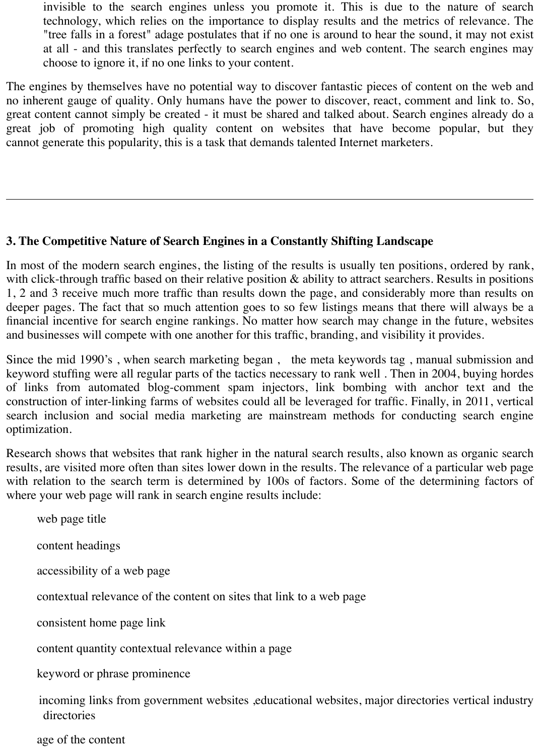invisible to the search engines unless you promote it. This is due to the nature of search technology, which relies on the importance to display results and the metrics of relevance. The "tree falls in a forest" adage postulates that if no one is around to hear the sound, it may not exist at all - and this translates perfectly to search engines and web content. The search engines may choose to ignore it, if no one links to your content.

The engines by themselves have no potential way to discover fantastic pieces of content on the web and no inherent gauge of quality. Only humans have the power to discover, react, comment and link to. So, great content cannot simply be created - it must be shared and talked about. Search engines already do a great job of promoting high quality content on websites that have become popular, but they cannot generate this popularity, this is a task that demands talented Internet marketers.

---

### 3. The Competitive Nature of Search Engines in a Constantly Shifting Landscape

In most of the modern search engines, the listing of the results is usually ten positions, ordered by rank, with click-through traffic based on their relative position & ability to attract searchers. Results in positions 1, 2 and 3 receive much more traffic than results down the page, and considerably more than results on deeper pages. The fact that so much attention goes to so few listings means that there will always be a financial incentive for search engine rankings. No matter how search may change in the future, websites and businesses will compete with one another for this traffic, branding, and visibility it provides.

Since the mid 1990's , when search marketing began , the meta keywords tag , manual submission and keyword stuffing were all regular parts of the tactics necessary to rank well . Then in 2004, buying hordes of links from automated blog-comment spam injectors, link bombing with anchor text and the construction of inter-linking farms of websites could all be leveraged for traffic. Finally, in 2011, vertical search inclusion and social media marketing are mainstream methods for conducting search engine optimization.

Research shows that websites that rank higher in the natural search results, also known as organic search results, are visited more often than sites lower down in the results. The relevance of a particular web page with relation to the search term is determined by 100s of factors. Some of the determining factors of where your web page will rank in search engine results include:

- web page title
- content headings
- accessibility of a web page
- contextual relevance of the content on sites that link to a web page
- consistent home page link
- content quantity contextual relevance within a page
- keyword or phrase prominence
- incoming links from government websites ,educational websites, major directories vertical industry directories
- age of the content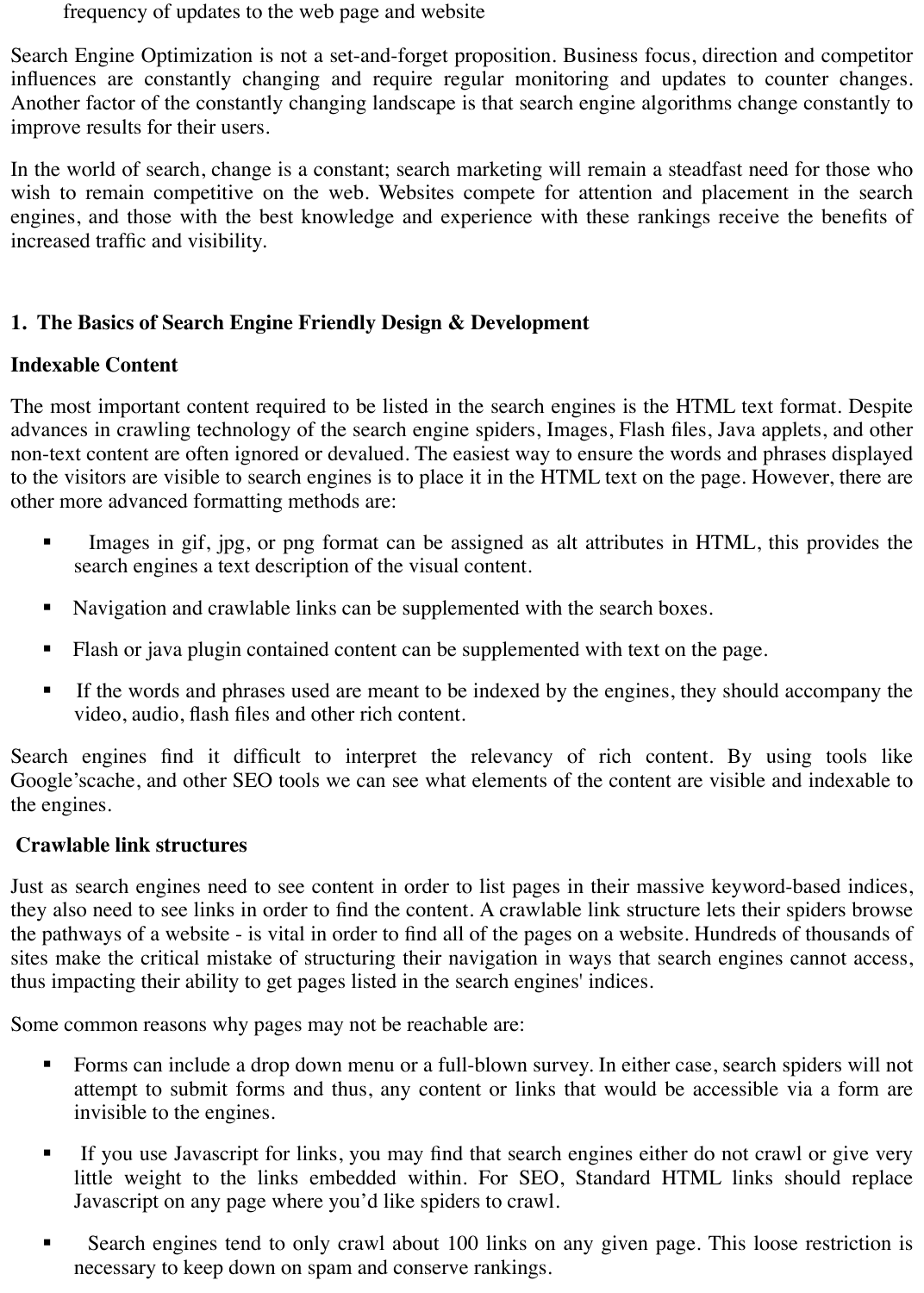frequency of updates to the web page and website

Search Engine Optimization is not a set-and-forget proposition. Business focus, direction and competitor influences are constantly changing and require regular monitoring and updates to counter changes. Another factor of the constantly changing landscape is that search engine algorithms change constantly to improve results for their users.

In the world of search, change is a constant; search marketing will remain a steadfast need for those who wish to remain competitive on the web. Websites compete for attention and placement in the search engines, and those with the best knowledge and experience with these rankings receive the benefits of increased traffic and visibility.

## 1. The Basics of Search Engine Friendly Design & Development

### Indexable Content

The most important content required to be listed in the search engines is the HTML text format. Despite advances in crawling technology of the search engine spiders, Images, Flash files, Java applets, and other non-text content are often ignored or devalued. The easiest way to ensure the words and phrases displayed to the visitors are visible to search engines is to place it in the HTML text on the page. However, there are other more advanced formatting methods are:

- Images in gif, jpg, or png format can be assigned as alt attributes in HTML, this provides the search engines a text description of the visual content.
- Navigation and crawlable links can be supplemented with the search boxes.
- Flash or java plugin contained content can be supplemented with text on the page.
- If the words and phrases used are meant to be indexed by the engines, they should accompany the video, audio, flash files and other rich content.

Search engines find it difficult to interpret the relevancy of rich content. By using tools like Google'scache, and other SEO tools we can see what elements of the content are visible and indexable to the engines.

### Crawlable link structures

Just as search engines need to see content in order to list pages in their massive keyword-based indices, they also need to see links in order to find the content. A crawlable link structure lets their spiders browse the pathways of a website - is vital in order to find all of the pages on a website. Hundreds of thousands of sites make the critical mistake of structuring their navigation in ways that search engines cannot access, thus impacting their ability to get pages listed in the search engines' indices.

Some common reasons why pages may not be reachable are:

- Forms can include a drop down menu or a full-blown survey. In either case, search spiders will not attempt to submit forms and thus, any content or links that would be accessible via a form are invisible to the engines.
- If you use Javascript for links, you may find that search engines either do not crawl or give very little weight to the links embedded within. For SEO, Standard HTML links should replace Javascript on any page where you'd like spiders to crawl.
- Search engines tend to only crawl about 100 links on any given page. This loose restriction is necessary to keep down on spam and conserve rankings.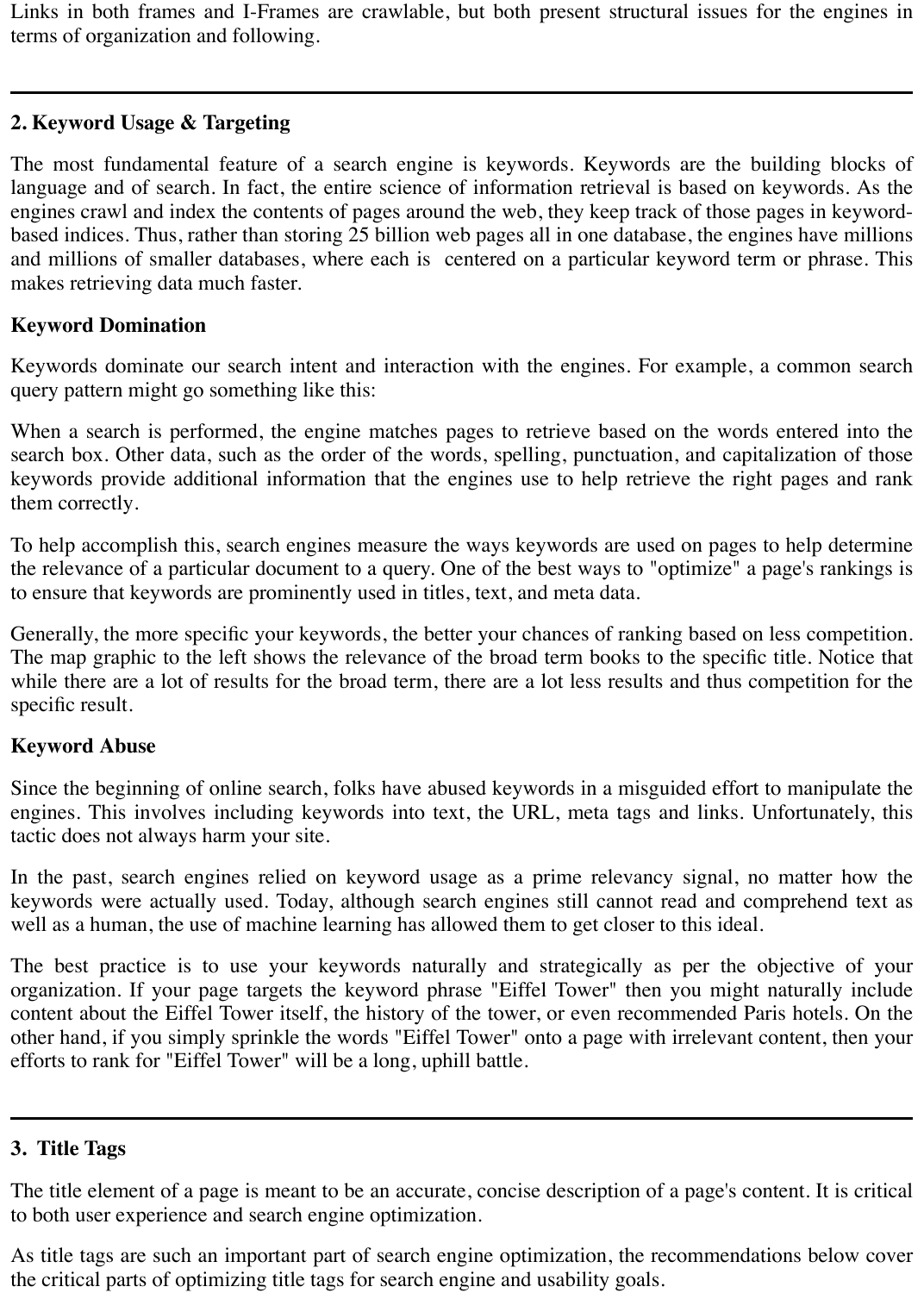Links in both frames and I-Frames are crawlable, but both present structural issues for the engines in terms of organization and following.

---

## 2. Keyword Usage & Targeting

The most fundamental feature of a search engine is keywords. Keywords are the building blocks of language and of search. In fact, the entire science of information retrieval is based on keywords. As the engines crawl and index the contents of pages around the web, they keep track of those pages in keyword-based indices. Thus, rather than storing 25 billion web pages all in one database, the engines have millions and millions of smaller databases, where each is centered on a particular keyword term or phrase. This makes retrieving data much faster.

### Keyword Domination

Keywords dominate our search intent and interaction with the engines. For example, a common search query pattern might go something like this:

When a search is performed, the engine matches pages to retrieve based on the words entered into the search box. Other data, such as the order of the words, spelling, punctuation, and capitalization of those keywords provide additional information that the engines use to help retrieve the right pages and rank them correctly.

To help accomplish this, search engines measure the ways keywords are used on pages to help determine the relevance of a particular document to a query. One of the best ways to "optimize" a page's rankings is to ensure that keywords are prominently used in titles, text, and meta data.

Generally, the more specific your keywords, the better your chances of ranking based on less competition. The map graphic to the left shows the relevance of the broad term books to the specific title. Notice that while there are a lot of results for the broad term, there are a lot less results and thus competition for the specific result.

### Keyword Abuse

Since the beginning of online search, folks have abused keywords in a misguided effort to manipulate the engines. This involves including keywords into text, the URL, meta tags and links. Unfortunately, this tactic does not always harm your site.

In the past, search engines relied on keyword usage as a prime relevancy signal, no matter how the keywords were actually used. Today, although search engines still cannot read and comprehend text as well as a human, the use of machine learning has allowed them to get closer to this ideal.

The best practice is to use your keywords naturally and strategically as per the objective of your organization. If your page targets the keyword phrase "Eiffel Tower" then you might naturally include content about the Eiffel Tower itself, the history of the tower, or even recommended Paris hotels. On the other hand, if you simply sprinkle the words "Eiffel Tower" onto a page with irrelevant content, then your efforts to rank for "Eiffel Tower" will be a long, uphill battle.

---

## 3. Title Tags

The title element of a page is meant to be an accurate, concise description of a page's content. It is critical to both user experience and search engine optimization.

As title tags are such an important part of search engine optimization, the recommendations below cover the critical parts of optimizing title tags for search engine and usability goals.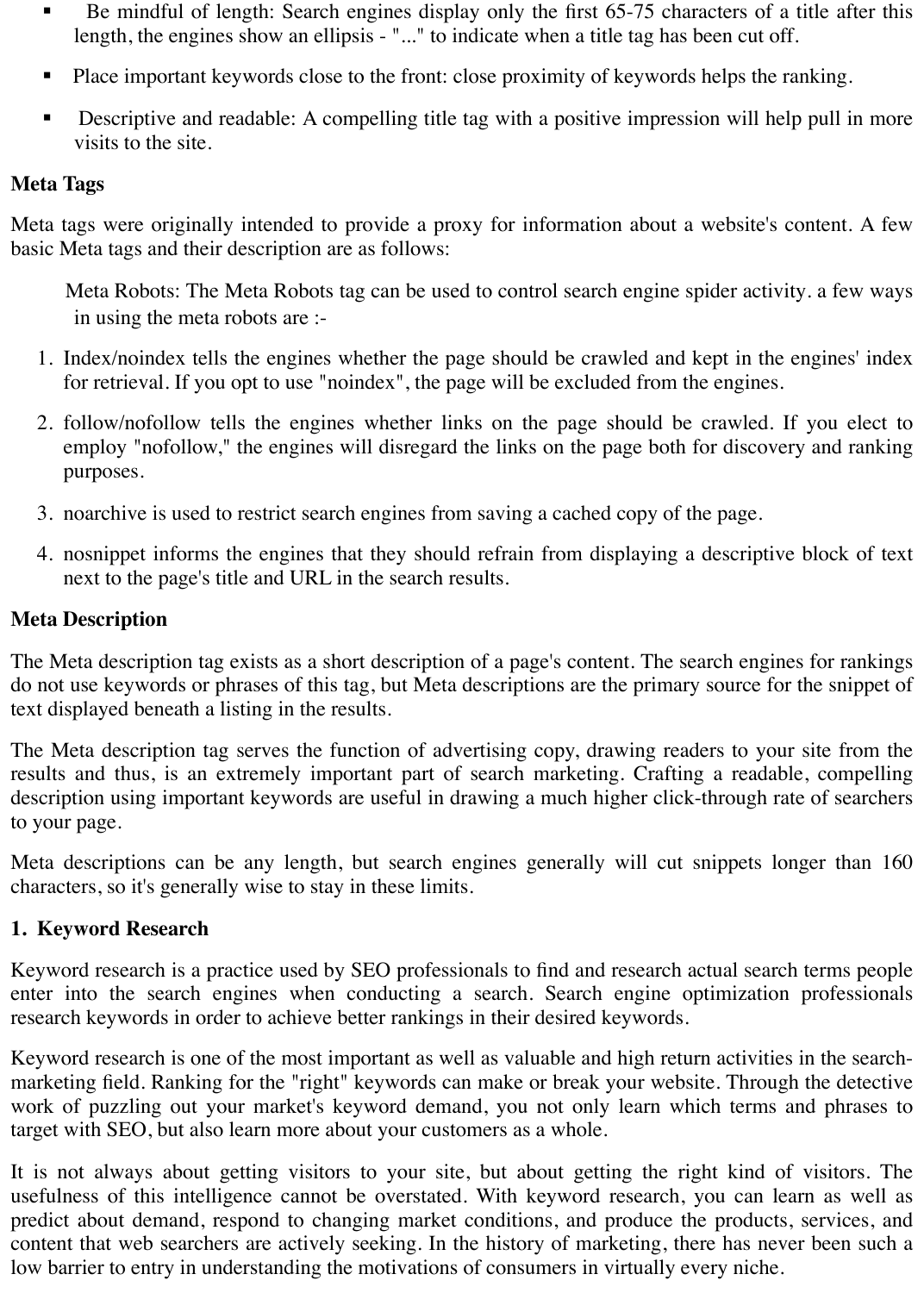- Be mindful of length: Search engines display only the first 65-75 characters of a title after this length, the engines show an ellipsis - "..." to indicate when a title tag has been cut off.
- Place important keywords close to the front: close proximity of keywords helps the ranking.
- Descriptive and readable: A compelling title tag with a positive impression will help pull in more visits to the site.

**Meta Tags**

Meta tags were originally intended to provide a proxy for information about a website's content. A few basic Meta tags and their description are as follows:

Meta Robots: The Meta Robots tag can be used to control search engine spider activity. a few ways in using the meta robots are :-

1. Index/noindex tells the engines whether the page should be crawled and kept in the engines' index for retrieval. If you opt to use "noindex", the page will be excluded from the engines.
2. follow/nofollow tells the engines whether links on the page should be crawled. If you elect to employ "nofollow," the engines will disregard the links on the page both for discovery and ranking purposes.
3. noarchive is used to restrict search engines from saving a cached copy of the page.
4. nosnippet informs the engines that they should refrain from displaying a descriptive block of text next to the page's title and URL in the search results.

**Meta Description**

The Meta description tag exists as a short description of a page's content. The search engines for rankings do not use keywords or phrases of this tag, but Meta descriptions are the primary source for the snippet of text displayed beneath a listing in the results.

The Meta description tag serves the function of advertising copy, drawing readers to your site from the results and thus, is an extremely important part of search marketing. Crafting a readable, compelling description using important keywords are useful in drawing a much higher click-through rate of searchers to your page.

Meta descriptions can be any length, but search engines generally will cut snippets longer than 160 characters, so it's generally wise to stay in these limits.

**1. Keyword Research**

Keyword research is a practice used by SEO professionals to find and research actual search terms people enter into the search engines when conducting a search. Search engine optimization professionals research keywords in order to achieve better rankings in their desired keywords.

Keyword research is one of the most important as well as valuable and high return activities in the search-marketing field. Ranking for the "right" keywords can make or break your website. Through the detective work of puzzling out your market's keyword demand, you not only learn which terms and phrases to target with SEO, but also learn more about your customers as a whole.

It is not always about getting visitors to your site, but about getting the right kind of visitors. The usefulness of this intelligence cannot be overstated. With keyword research, you can learn as well as predict about demand, respond to changing market conditions, and produce the products, services, and content that web searchers are actively seeking. In the history of marketing, there has never been such a low barrier to entry in understanding the motivations of consumers in virtually every niche.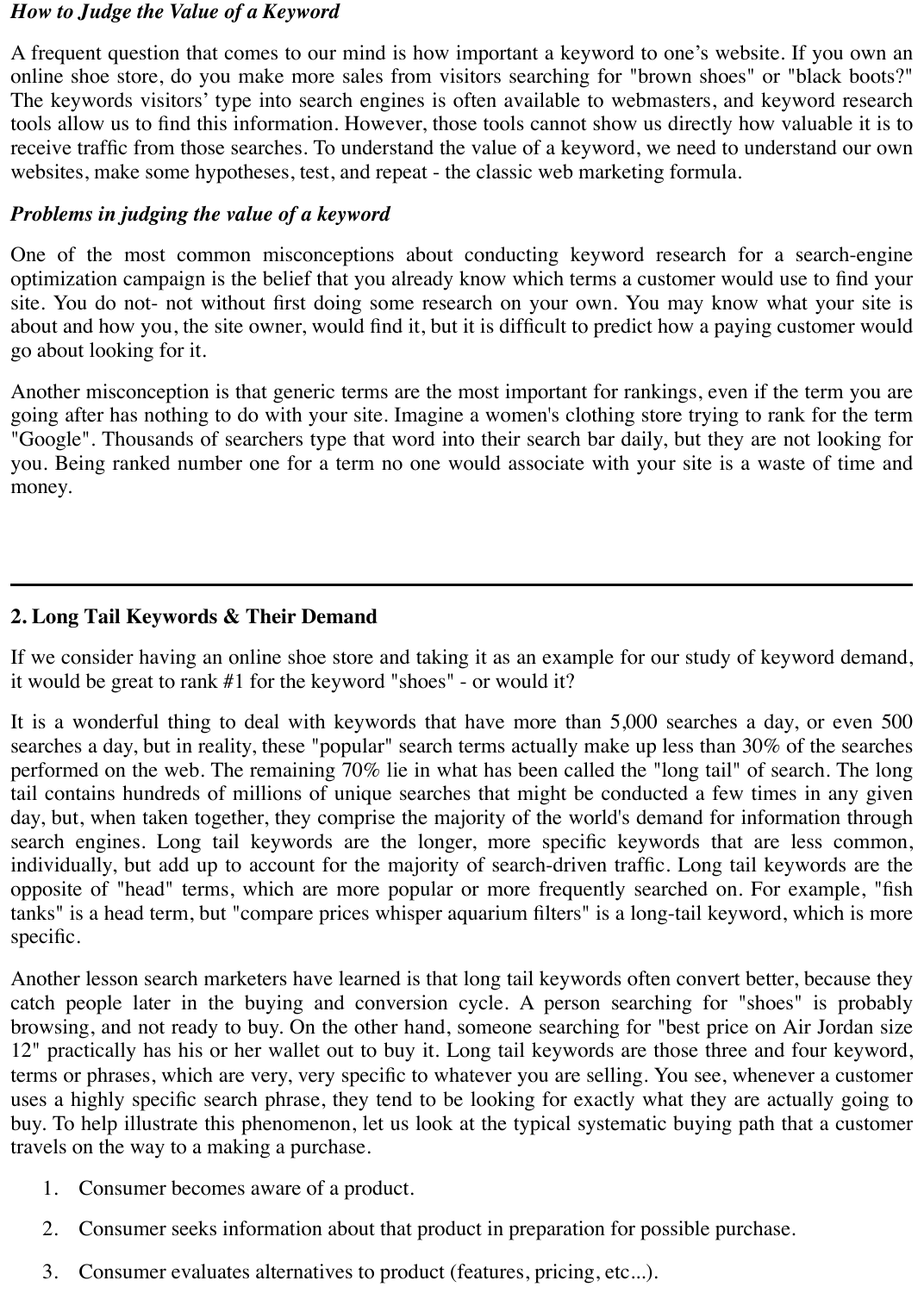### *How to Judge the Value of a Keyword*

A frequent question that comes to our mind is how important a keyword to one's website. If you own an online shoe store, do you make more sales from visitors searching for "brown shoes" or "black boots?" The keywords visitors' type into search engines is often available to webmasters, and keyword research tools allow us to find this information. However, those tools cannot show us directly how valuable it is to receive traffic from those searches. To understand the value of a keyword, we need to understand our own websites, make some hypotheses, test, and repeat - the classic web marketing formula.

### *Problems in judging the value of a keyword*

One of the most common misconceptions about conducting keyword research for a search-engine optimization campaign is the belief that you already know which terms a customer would use to find your site. You do not- not without first doing some research on your own. You may know what your site is about and how you, the site owner, would find it, but it is difficult to predict how a paying customer would go about looking for it.

Another misconception is that generic terms are the most important for rankings, even if the term you are going after has nothing to do with your site. Imagine a women's clothing store trying to rank for the term "Google". Thousands of searchers type that word into their search bar daily, but they are not looking for you. Being ranked number one for a term no one would associate with your site is a waste of time and money.

---

## 2. Long Tail Keywords & Their Demand

If we consider having an online shoe store and taking it as an example for our study of keyword demand, it would be great to rank #1 for the keyword "shoes" - or would it?

It is a wonderful thing to deal with keywords that have more than 5,000 searches a day, or even 500 searches a day, but in reality, these "popular" search terms actually make up less than 30% of the searches performed on the web. The remaining 70% lie in what has been called the "long tail" of search. The long tail contains hundreds of millions of unique searches that might be conducted a few times in any given day, but, when taken together, they comprise the majority of the world's demand for information through search engines. Long tail keywords are the longer, more specific keywords that are less common, individually, but add up to account for the majority of search-driven traffic. Long tail keywords are the opposite of "head" terms, which are more popular or more frequently searched on. For example, "fish tanks" is a head term, but "compare prices whisper aquarium filters" is a long-tail keyword, which is more specific.

Another lesson search marketers have learned is that long tail keywords often convert better, because they catch people later in the buying and conversion cycle. A person searching for "shoes" is probably browsing, and not ready to buy. On the other hand, someone searching for "best price on Air Jordan size 12" practically has his or her wallet out to buy it. Long tail keywords are those three and four keyword, terms or phrases, which are very, very specific to whatever you are selling. You see, whenever a customer uses a highly specific search phrase, they tend to be looking for exactly what they are actually going to buy. To help illustrate this phenomenon, let us look at the typical systematic buying path that a customer travels on the way to a making a purchase.

1. Consumer becomes aware of a product.
2. Consumer seeks information about that product in preparation for possible purchase.
3. Consumer evaluates alternatives to product (features, pricing, etc...).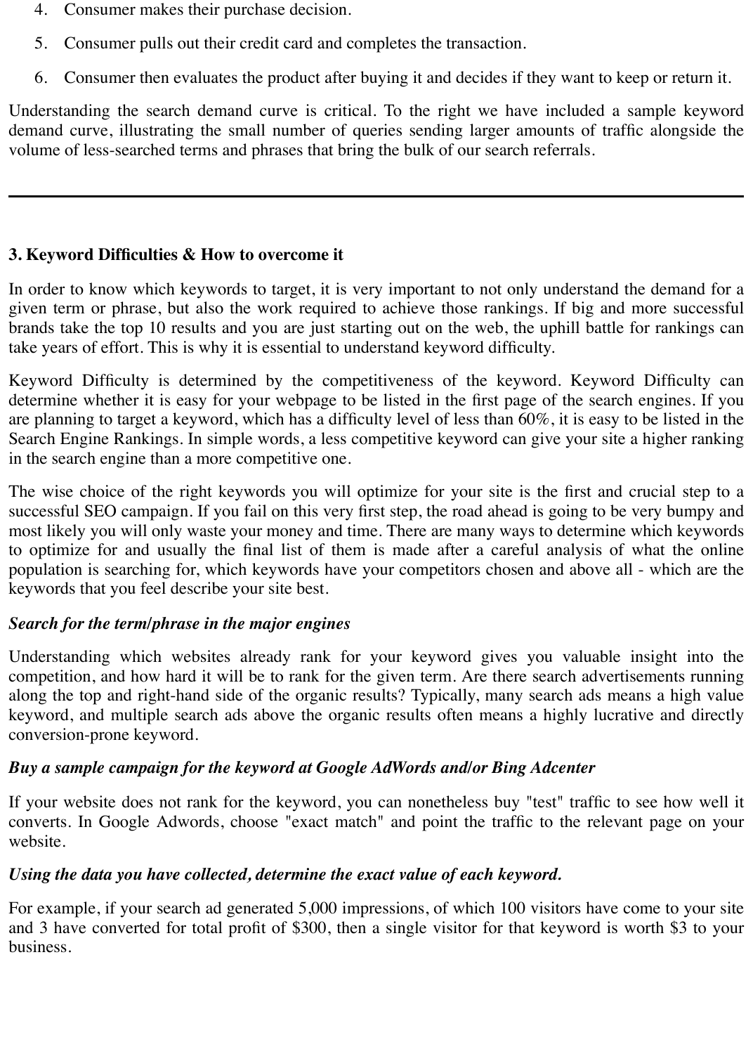4. Consumer makes their purchase decision.
5. Consumer pulls out their credit card and completes the transaction.
6. Consumer then evaluates the product after buying it and decides if they want to keep or return it.

Understanding the search demand curve is critical. To the right we have included a sample keyword demand curve, illustrating the small number of queries sending larger amounts of traffic alongside the volume of less-searched terms and phrases that bring the bulk of our search referrals.

---

### 3. Keyword Difficulties & How to overcome it

In order to know which keywords to target, it is very important to not only understand the demand for a given term or phrase, but also the work required to achieve those rankings. If big and more successful brands take the top 10 results and you are just starting out on the web, the uphill battle for rankings can take years of effort. This is why it is essential to understand keyword difficulty.

Keyword Difficulty is determined by the competitiveness of the keyword. Keyword Difficulty can determine whether it is easy for your webpage to be listed in the first page of the search engines. If you are planning to target a keyword, which has a difficulty level of less than 60%, it is easy to be listed in the Search Engine Rankings. In simple words, a less competitive keyword can give your site a higher ranking in the search engine than a more competitive one.

The wise choice of the right keywords you will optimize for your site is the first and crucial step to a successful SEO campaign. If you fail on this very first step, the road ahead is going to be very bumpy and most likely you will only waste your money and time. There are many ways to determine which keywords to optimize for and usually the final list of them is made after a careful analysis of what the online population is searching for, which keywords have your competitors chosen and above all - which are the keywords that you feel describe your site best.

***Search for the term/phrase in the major engines***

Understanding which websites already rank for your keyword gives you valuable insight into the competition, and how hard it will be to rank for the given term. Are there search advertisements running along the top and right-hand side of the organic results? Typically, many search ads means a high value keyword, and multiple search ads above the organic results often means a highly lucrative and directly conversion-prone keyword.

***Buy a sample campaign for the keyword at Google AdWords and/or Bing Adcenter***

If your website does not rank for the keyword, you can nonetheless buy "test" traffic to see how well it converts. In Google Adwords, choose "exact match" and point the traffic to the relevant page on your website.

***Using the data you have collected, determine the exact value of each keyword.***

For example, if your search ad generated 5,000 impressions, of which 100 visitors have come to your site and 3 have converted for total profit of $300, then a single visitor for that keyword is worth $3 to your business.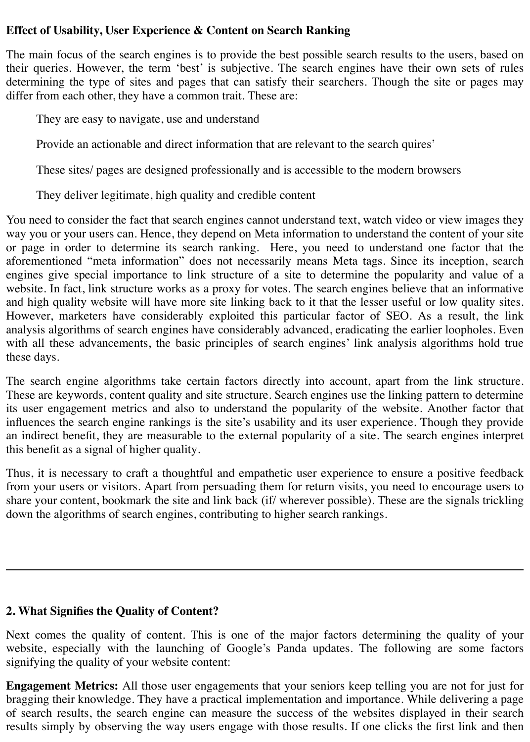**Effect of Usability, User Experience & Content on Search Ranking**

The main focus of the search engines is to provide the best possible search results to the users, based on their queries. However, the term 'best' is subjective. The search engines have their own sets of rules determining the type of sites and pages that can satisfy their searchers. Though the site or pages may differ from each other, they have a common trait. These are:

- They are easy to navigate, use and understand
- Provide an actionable and direct information that are relevant to the search quires'
- These sites/ pages are designed professionally and is accessible to the modern browsers
- They deliver legitimate, high quality and credible content

You need to consider the fact that search engines cannot understand text, watch video or view images they way you or your users can. Hence, they depend on Meta information to understand the content of your site or page in order to determine its search ranking.  Here, you need to understand one factor that the aforementioned "meta information" does not necessarily means Meta tags. Since its inception, search engines give special importance to link structure of a site to determine the popularity and value of a website. In fact, link structure works as a proxy for votes. The search engines believe that an informative and high quality website will have more site linking back to it that the lesser useful or low quality sites. However, marketers have considerably exploited this particular factor of SEO. As a result, the link analysis algorithms of search engines have considerably advanced, eradicating the earlier loopholes. Even with all these advancements, the basic principles of search engines' link analysis algorithms hold true these days.

The search engine algorithms take certain factors directly into account, apart from the link structure. These are keywords, content quality and site structure. Search engines use the linking pattern to determine its user engagement metrics and also to understand the popularity of the website. Another factor that influences the search engine rankings is the site's usability and its user experience. Though they provide an indirect benefit, they are measurable to the external popularity of a site. The search engines interpret this benefit as a signal of higher quality.

Thus, it is necessary to craft a thoughtful and empathetic user experience to ensure a positive feedback from your users or visitors. Apart from persuading them for return visits, you need to encourage users to share your content, bookmark the site and link back (if/ wherever possible). These are the signals trickling down the algorithms of search engines, contributing to higher search rankings.

---

**2. What Signifies the Quality of Content?**

Next comes the quality of content. This is one of the major factors determining the quality of your website, especially with the launching of Google's Panda updates. The following are some factors signifying the quality of your website content:

**Engagement Metrics:** All those user engagements that your seniors keep telling you are not for just for bragging their knowledge. They have a practical implementation and importance. While delivering a page of search results, the search engine can measure the success of the websites displayed in their search results simply by observing the way users engage with those results. If one clicks the first link and then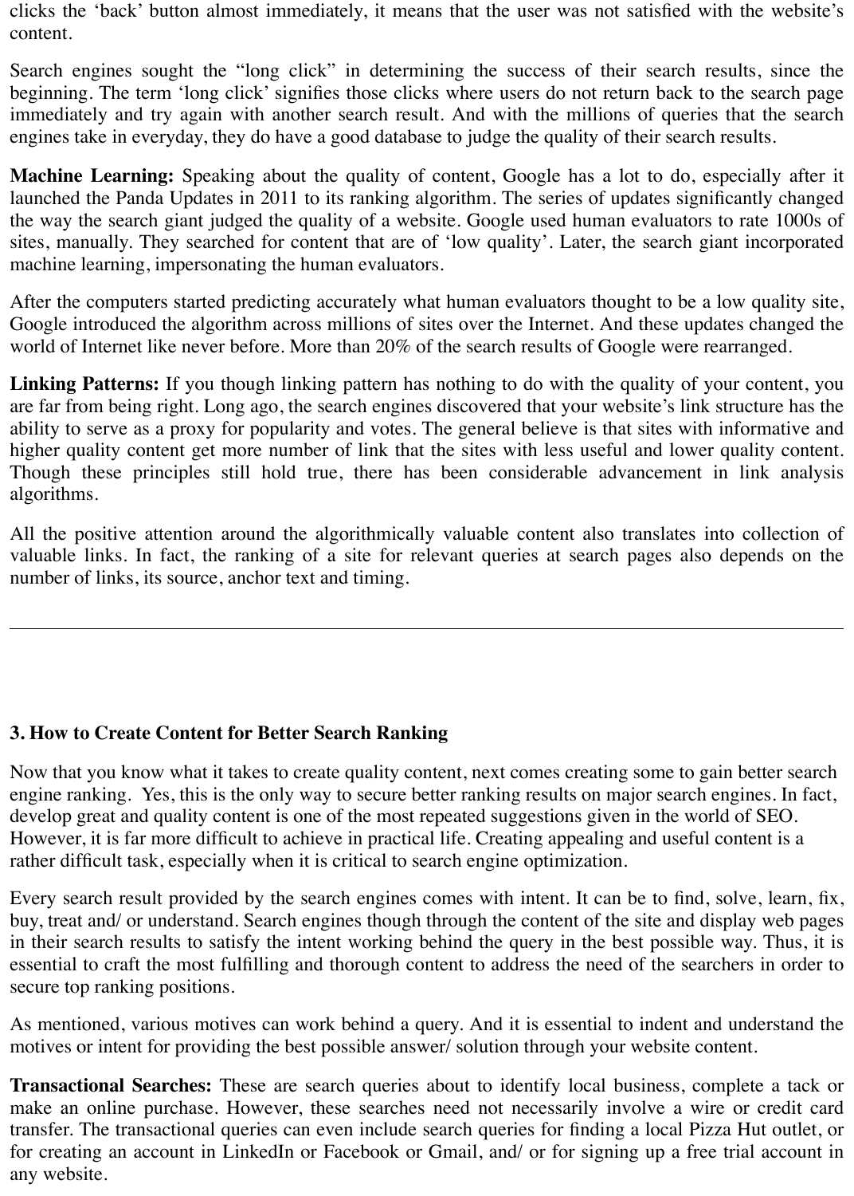clicks the 'back' button almost immediately, it means that the user was not satisfied with the website's content.

Search engines sought the "long click" in determining the success of their search results, since the beginning. The term 'long click' signifies those clicks where users do not return back to the search page immediately and try again with another search result. And with the millions of queries that the search engines take in everyday, they do have a good database to judge the quality of their search results.

**Machine Learning:** Speaking about the quality of content, Google has a lot to do, especially after it launched the Panda Updates in 2011 to its ranking algorithm. The series of updates significantly changed the way the search giant judged the quality of a website. Google used human evaluators to rate 1000s of sites, manually. They searched for content that are of 'low quality'. Later, the search giant incorporated machine learning, impersonating the human evaluators.

After the computers started predicting accurately what human evaluators thought to be a low quality site, Google introduced the algorithm across millions of sites over the Internet. And these updates changed the world of Internet like never before. More than 20% of the search results of Google were rearranged.

**Linking Patterns:** If you though linking pattern has nothing to do with the quality of your content, you are far from being right. Long ago, the search engines discovered that your website's link structure has the ability to serve as a proxy for popularity and votes. The general believe is that sites with informative and higher quality content get more number of link that the sites with less useful and lower quality content. Though these principles still hold true, there has been considerable advancement in link analysis algorithms.

All the positive attention around the algorithmically valuable content also translates into collection of valuable links. In fact, the ranking of a site for relevant queries at search pages also depends on the number of links, its source, anchor text and timing.

---

## 3. How to Create Content for Better Search Ranking

Now that you know what it takes to create quality content, next comes creating some to gain better search engine ranking. Yes, this is the only way to secure better ranking results on major search engines. In fact, develop great and quality content is one of the most repeated suggestions given in the world of SEO. However, it is far more difficult to achieve in practical life. Creating appealing and useful content is a rather difficult task, especially when it is critical to search engine optimization.

Every search result provided by the search engines comes with intent. It can be to find, solve, learn, fix, buy, treat and/ or understand. Search engines though through the content of the site and display web pages in their search results to satisfy the intent working behind the query in the best possible way. Thus, it is essential to craft the most fulfilling and thorough content to address the need of the searchers in order to secure top ranking positions.

As mentioned, various motives can work behind a query. And it is essential to indent and understand the motives or intent for providing the best possible answer/ solution through your website content.

**Transactional Searches:** These are search queries about to identify local business, complete a tack or make an online purchase. However, these searches need not necessarily involve a wire or credit card transfer. The transactional queries can even include search queries for finding a local Pizza Hut outlet, or for creating an account in LinkedIn or Facebook or Gmail, and/ or for signing up a free trial account in any website.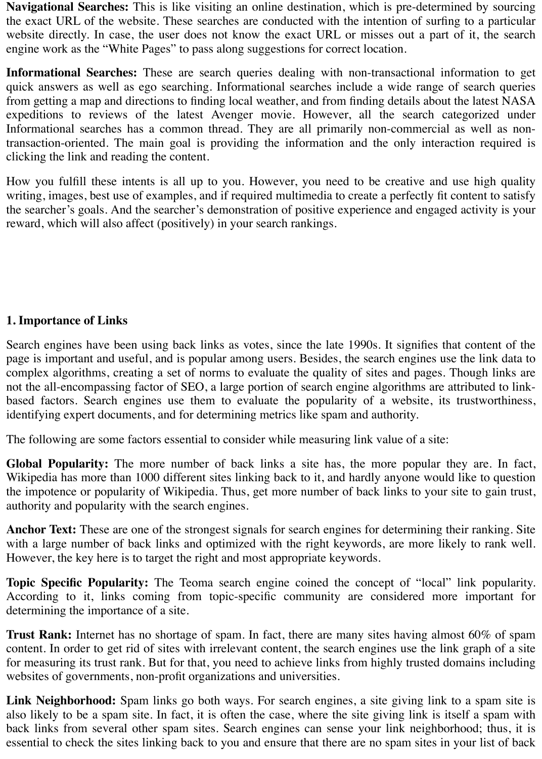**Navigational Searches:** This is like visiting an online destination, which is pre-determined by sourcing the exact URL of the website. These searches are conducted with the intention of surfing to a particular website directly. In case, the user does not know the exact URL or misses out a part of it, the search engine work as the "White Pages" to pass along suggestions for correct location.

**Informational Searches:** These are search queries dealing with non-transactional information to get quick answers as well as ego searching. Informational searches include a wide range of search queries from getting a map and directions to finding local weather, and from finding details about the latest NASA expeditions to reviews of the latest Avenger movie. However, all the search categorized under Informational searches has a common thread. They are all primarily non-commercial as well as non-transaction-oriented. The main goal is providing the information and the only interaction required is clicking the link and reading the content.

How you fulfill these intents is all up to you. However, you need to be creative and use high quality writing, images, best use of examples, and if required multimedia to create a perfectly fit content to satisfy the searcher's goals. And the searcher's demonstration of positive experience and engaged activity is your reward, which will also affect (positively) in your search rankings.

## 1. Importance of Links

Search engines have been using back links as votes, since the late 1990s. It signifies that content of the page is important and useful, and is popular among users. Besides, the search engines use the link data to complex algorithms, creating a set of norms to evaluate the quality of sites and pages. Though links are not the all-encompassing factor of SEO, a large portion of search engine algorithms are attributed to link-based factors. Search engines use them to evaluate the popularity of a website, its trustworthiness, identifying expert documents, and for determining metrics like spam and authority.

The following are some factors essential to consider while measuring link value of a site:

**Global Popularity:** The more number of back links a site has, the more popular they are. In fact, Wikipedia has more than 1000 different sites linking back to it, and hardly anyone would like to question the impotence or popularity of Wikipedia. Thus, get more number of back links to your site to gain trust, authority and popularity with the search engines.

**Anchor Text:** These are one of the strongest signals for search engines for determining their ranking. Site with a large number of back links and optimized with the right keywords, are more likely to rank well. However, the key here is to target the right and most appropriate keywords.

**Topic Specific Popularity:** The Teoma search engine coined the concept of "local" link popularity. According to it, links coming from topic-specific community are considered more important for determining the importance of a site.

**Trust Rank:** Internet has no shortage of spam. In fact, there are many sites having almost 60% of spam content. In order to get rid of sites with irrelevant content, the search engines use the link graph of a site for measuring its trust rank. But for that, you need to achieve links from highly trusted domains including websites of governments, non-profit organizations and universities.

**Link Neighborhood:** Spam links go both ways. For search engines, a site giving link to a spam site is also likely to be a spam site. In fact, it is often the case, where the site giving link is itself a spam with back links from several other spam sites. Search engines can sense your link neighborhood; thus, it is essential to check the sites linking back to you and ensure that there are no spam sites in your list of back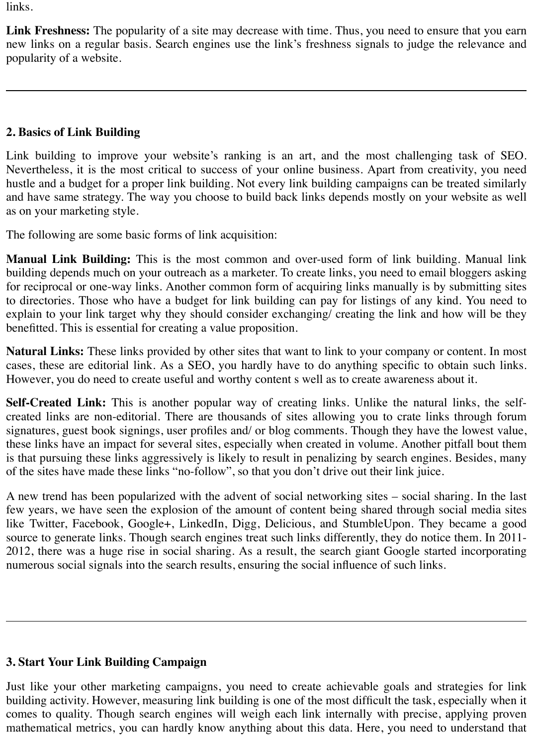links.

**Link Freshness:** The popularity of a site may decrease with time. Thus, you need to ensure that you earn new links on a regular basis. Search engines use the link's freshness signals to judge the relevance and popularity of a website.

---

## 2. Basics of Link Building

Link building to improve your website's ranking is an art, and the most challenging task of SEO. Nevertheless, it is the most critical to success of your online business. Apart from creativity, you need hustle and a budget for a proper link building. Not every link building campaigns can be treated similarly and have same strategy. The way you choose to build back links depends mostly on your website as well as on your marketing style.

The following are some basic forms of link acquisition:

**Manual Link Building:** This is the most common and over-used form of link building. Manual link building depends much on your outreach as a marketer. To create links, you need to email bloggers asking for reciprocal or one-way links. Another common form of acquiring links manually is by submitting sites to directories. Those who have a budget for link building can pay for listings of any kind. You need to explain to your link target why they should consider exchanging/ creating the link and how will be they benefitted. This is essential for creating a value proposition.

**Natural Links:** These links provided by other sites that want to link to your company or content. In most cases, these are editorial link. As a SEO, you hardly have to do anything specific to obtain such links. However, you do need to create useful and worthy content s well as to create awareness about it.

**Self-Created Link:** This is another popular way of creating links. Unlike the natural links, the self-created links are non-editorial. There are thousands of sites allowing you to crate links through forum signatures, guest book signings, user profiles and/ or blog comments. Though they have the lowest value, these links have an impact for several sites, especially when created in volume. Another pitfall bout them is that pursuing these links aggressively is likely to result in penalizing by search engines. Besides, many of the sites have made these links "no-follow", so that you don't drive out their link juice.

A new trend has been popularized with the advent of social networking sites – social sharing. In the last few years, we have seen the explosion of the amount of content being shared through social media sites like Twitter, Facebook, Google+, LinkedIn, Digg, Delicious, and StumbleUpon. They became a good source to generate links. Though search engines treat such links differently, they do notice them. In 2011-2012, there was a huge rise in social sharing. As a result, the search giant Google started incorporating numerous social signals into the search results, ensuring the social influence of such links.

---

## 3. Start Your Link Building Campaign

Just like your other marketing campaigns, you need to create achievable goals and strategies for link building activity. However, measuring link building is one of the most difficult the task, especially when it comes to quality. Though search engines will weigh each link internally with precise, applying proven mathematical metrics, you can hardly know anything about this data. Here, you need to understand that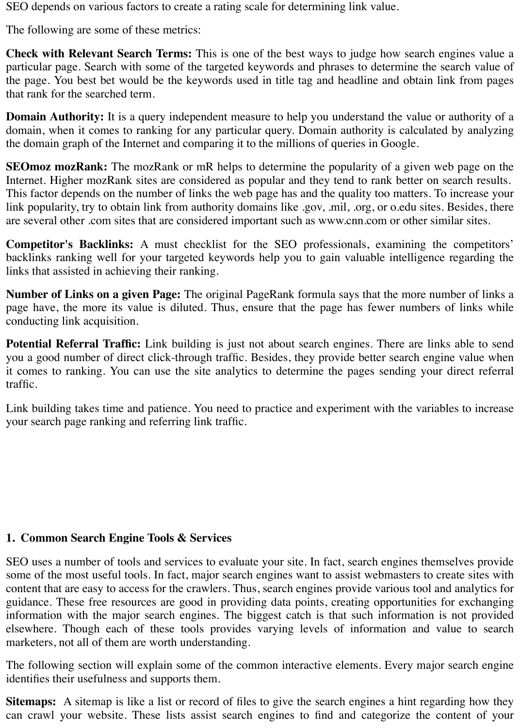SEO depends on various factors to create a rating scale for determining link value.

The following are some of these metrics:

**Check with Relevant Search Terms:** This is one of the best ways to judge how search engines value a particular page. Search with some of the targeted keywords and phrases to determine the search value of the page. You best bet would be the keywords used in title tag and headline and obtain link from pages that rank for the searched term.

**Domain Authority:** It is a query independent measure to help you understand the value or authority of a domain, when it comes to ranking for any particular query. Domain authority is calculated by analyzing the domain graph of the Internet and comparing it to the millions of queries in Google.

**SEOmoz mozRank:** The mozRank or mR helps to determine the popularity of a given web page on the Internet. Higher mozRank sites are considered as popular and they tend to rank better on search results. This factor depends on the number of links the web page has and the quality too matters. To increase your link popularity, try to obtain link from authority domains like .gov, .mil, .org, or o.edu sites. Besides, there are several other .com sites that are considered important such as www.cnn.com or other similar sites.

**Competitor's Backlinks:** A must checklist for the SEO professionals, examining the competitors' backlinks ranking well for your targeted keywords help you to gain valuable intelligence regarding the links that assisted in achieving their ranking.

**Number of Links on a given Page:** The original PageRank formula says that the more number of links a page have, the more its value is diluted. Thus, ensure that the page has fewer numbers of links while conducting link acquisition.

**Potential Referral Traffic:** Link building is just not about search engines. There are links able to send you a good number of direct click-through traffic. Besides, they provide better search engine value when it comes to ranking. You can use the site analytics to determine the pages sending your direct referral traffic.

Link building takes time and patience. You need to practice and experiment with the variables to increase your search page ranking and referring link traffic.

## 1. Common Search Engine Tools & Services

SEO uses a number of tools and services to evaluate your site. In fact, search engines themselves provide some of the most useful tools. In fact, major search engines want to assist webmasters to create sites with content that are easy to access for the crawlers. Thus, search engines provide various tool and analytics for guidance. These free resources are good in providing data points, creating opportunities for exchanging information with the major search engines. The biggest catch is that such information is not provided elsewhere. Though each of these tools provides varying levels of information and value to search marketers, not all of them are worth understanding.

The following section will explain some of the common interactive elements. Every major search engine identifies their usefulness and supports them.

**Sitemaps:** A sitemap is like a list or record of files to give the search engines a hint regarding how they can crawl your website. These lists assist search engines to find and categorize the content of your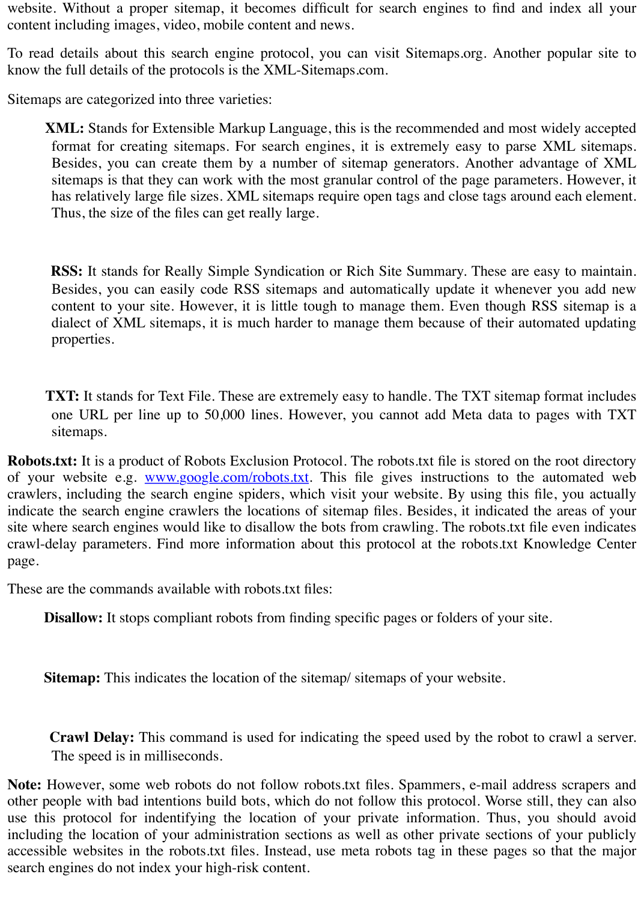website. Without a proper sitemap, it becomes difficult for search engines to find and index all your content including images, video, mobile content and news.

To read details about this search engine protocol, you can visit Sitemaps.org. Another popular site to know the full details of the protocols is the XML-Sitemaps.com.

Sitemaps are categorized into three varieties:

**XML:** Stands for Extensible Markup Language, this is the recommended and most widely accepted format for creating sitemaps. For search engines, it is extremely easy to parse XML sitemaps. Besides, you can create them by a number of sitemap generators. Another advantage of XML sitemaps is that they can work with the most granular control of the page parameters. However, it has relatively large file sizes. XML sitemaps require open tags and close tags around each element. Thus, the size of the files can get really large.

**RSS:** It stands for Really Simple Syndication or Rich Site Summary. These are easy to maintain. Besides, you can easily code RSS sitemaps and automatically update it whenever you add new content to your site. However, it is little tough to manage them. Even though RSS sitemap is a dialect of XML sitemaps, it is much harder to manage them because of their automated updating properties.

**TXT:** It stands for Text File. These are extremely easy to handle. The TXT sitemap format includes one URL per line up to 50,000 lines. However, you cannot add Meta data to pages with TXT sitemaps.

**Robots.txt:** It is a product of Robots Exclusion Protocol. The robots.txt file is stored on the root directory of your website e.g. [www.google.com/robots.txt](www.google.com/robots.txt). This file gives instructions to the automated web crawlers, including the search engine spiders, which visit your website. By using this file, you actually indicate the search engine crawlers the locations of sitemap files. Besides, it indicated the areas of your site where search engines would like to disallow the bots from crawling. The robots.txt file even indicates crawl-delay parameters. Find more information about this protocol at the robots.txt Knowledge Center page.

These are the commands available with robots.txt files:

**Disallow:** It stops compliant robots from finding specific pages or folders of your site.

**Sitemap:** This indicates the location of the sitemap/ sitemaps of your website.

**Crawl Delay:** This command is used for indicating the speed used by the robot to crawl a server. The speed is in milliseconds.

**Note:** However, some web robots do not follow robots.txt files. Spammers, e-mail address scrapers and other people with bad intentions build bots, which do not follow this protocol. Worse still, they can also use this protocol for indentifying the location of your private information. Thus, you should avoid including the location of your administration sections as well as other private sections of your publicly accessible websites in the robots.txt files. Instead, use meta robots tag in these pages so that the major search engines do not index your high-risk content.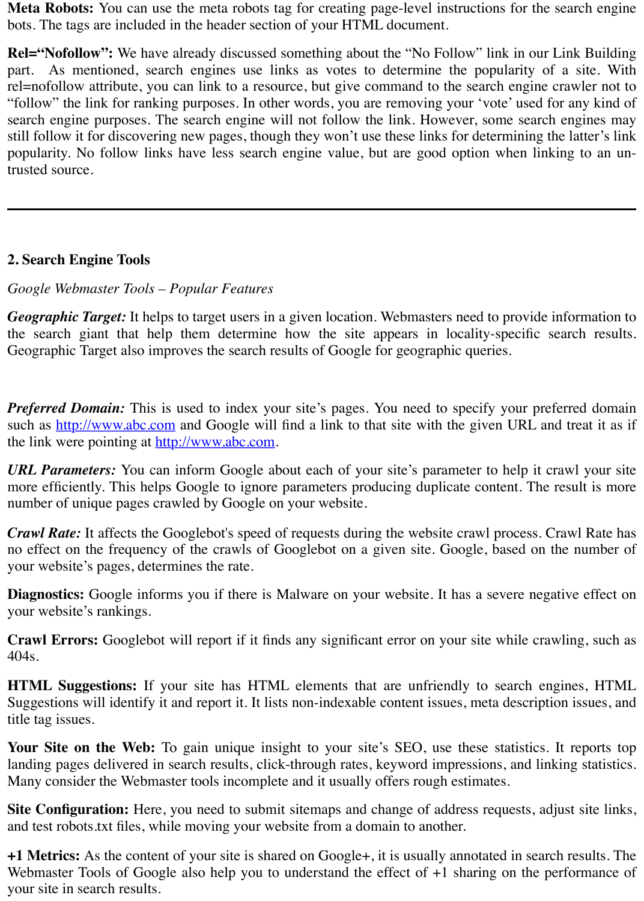**Meta Robots:** You can use the meta robots tag for creating page-level instructions for the search engine bots. The tags are included in the header section of your HTML document.

**Rel="Nofollow":** We have already discussed something about the "No Follow" link in our Link Building part. As mentioned, search engines use links as votes to determine the popularity of a site. With rel=nofollow attribute, you can link to a resource, but give command to the search engine crawler not to "follow" the link for ranking purposes. In other words, you are removing your 'vote' used for any kind of search engine purposes. The search engine will not follow the link. However, some search engines may still follow it for discovering new pages, though they won't use these links for determining the latter's link popularity. No follow links have less search engine value, but are good option when linking to an un-trusted source.

---

## 2. Search Engine Tools

*Google Webmaster Tools – Popular Features*

***Geographic Target:*** It helps to target users in a given location. Webmasters need to provide information to the search giant that help them determine how the site appears in locality-specific search results. Geographic Target also improves the search results of Google for geographic queries.

***Preferred Domain:*** This is used to index your site's pages. You need to specify your preferred domain such as http://www.abc.com and Google will find a link to that site with the given URL and treat it as if the link were pointing at http://www.abc.com.

***URL Parameters:*** You can inform Google about each of your site's parameter to help it crawl your site more efficiently. This helps Google to ignore parameters producing duplicate content. The result is more number of unique pages crawled by Google on your website.

***Crawl Rate:*** It affects the Googlebot's speed of requests during the website crawl process. Crawl Rate has no effect on the frequency of the crawls of Googlebot on a given site. Google, based on the number of your website's pages, determines the rate.

**Diagnostics:** Google informs you if there is Malware on your website. It has a severe negative effect on your website's rankings.

**Crawl Errors:** Googlebot will report if it finds any significant error on your site while crawling, such as 404s.

**HTML Suggestions:** If your site has HTML elements that are unfriendly to search engines, HTML Suggestions will identify it and report it. It lists non-indexable content issues, meta description issues, and title tag issues.

**Your Site on the Web:** To gain unique insight to your site's SEO, use these statistics. It reports top landing pages delivered in search results, click-through rates, keyword impressions, and linking statistics. Many consider the Webmaster tools incomplete and it usually offers rough estimates.

**Site Configuration:** Here, you need to submit sitemaps and change of address requests, adjust site links, and test robots.txt files, while moving your website from a domain to another.

**+1 Metrics:** As the content of your site is shared on Google+, it is usually annotated in search results. The Webmaster Tools of Google also help you to understand the effect of +1 sharing on the performance of your site in search results.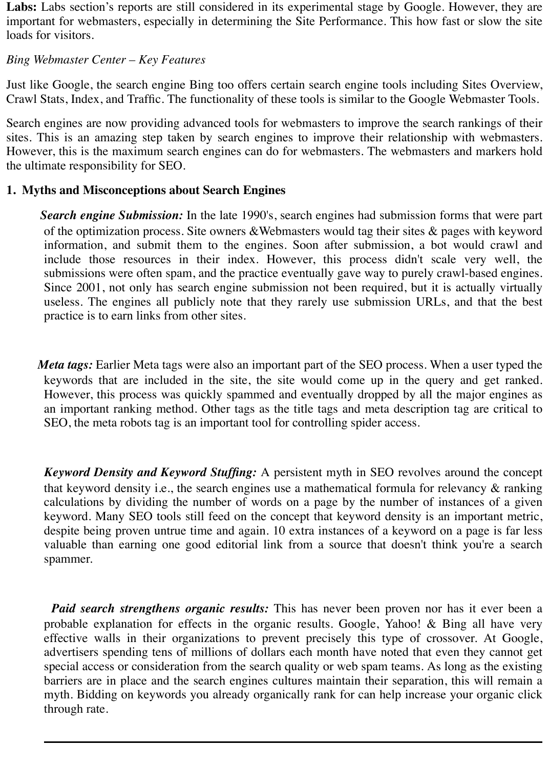**Labs:** Labs section's reports are still considered in its experimental stage by Google. However, they are important for webmasters, especially in determining the Site Performance. This how fast or slow the site loads for visitors.

*Bing Webmaster Center – Key Features*

Just like Google, the search engine Bing too offers certain search engine tools including Sites Overview, Crawl Stats, Index, and Traffic. The functionality of these tools is similar to the Google Webmaster Tools.

Search engines are now providing advanced tools for webmasters to improve the search rankings of their sites. This is an amazing step taken by search engines to improve their relationship with webmasters. However, this is the maximum search engines can do for webmasters. The webmasters and markers hold the ultimate responsibility for SEO.

**1. Myths and Misconceptions about Search Engines**

***Search engine Submission:*** In the late 1990's, search engines had submission forms that were part of the optimization process. Site owners &Webmasters would tag their sites & pages with keyword information, and submit them to the engines. Soon after submission, a bot would crawl and include those resources in their index. However, this process didn't scale very well, the submissions were often spam, and the practice eventually gave way to purely crawl-based engines. Since 2001, not only has search engine submission not been required, but it is actually virtually useless. The engines all publicly note that they rarely use submission URLs, and that the best practice is to earn links from other sites.

***Meta tags:*** Earlier Meta tags were also an important part of the SEO process. When a user typed the keywords that are included in the site, the site would come up in the query and get ranked. However, this process was quickly spammed and eventually dropped by all the major engines as an important ranking method. Other tags as the title tags and meta description tag are critical to SEO, the meta robots tag is an important tool for controlling spider access.

***Keyword Density and Keyword Stuffing:*** A persistent myth in SEO revolves around the concept that keyword density i.e., the search engines use a mathematical formula for relevancy & ranking calculations by dividing the number of words on a page by the number of instances of a given keyword. Many SEO tools still feed on the concept that keyword density is an important metric, despite being proven untrue time and again. 10 extra instances of a keyword on a page is far less valuable than earning one good editorial link from a source that doesn't think you're a search spammer.

***Paid search strengthens organic results:*** This has never been proven nor has it ever been a probable explanation for effects in the organic results. Google, Yahoo! & Bing all have very effective walls in their organizations to prevent precisely this type of crossover. At Google, advertisers spending tens of millions of dollars each month have noted that even they cannot get special access or consideration from the search quality or web spam teams. As long as the existing barriers are in place and the search engines cultures maintain their separation, this will remain a myth. Bidding on keywords you already organically rank for can help increase your organic click through rate.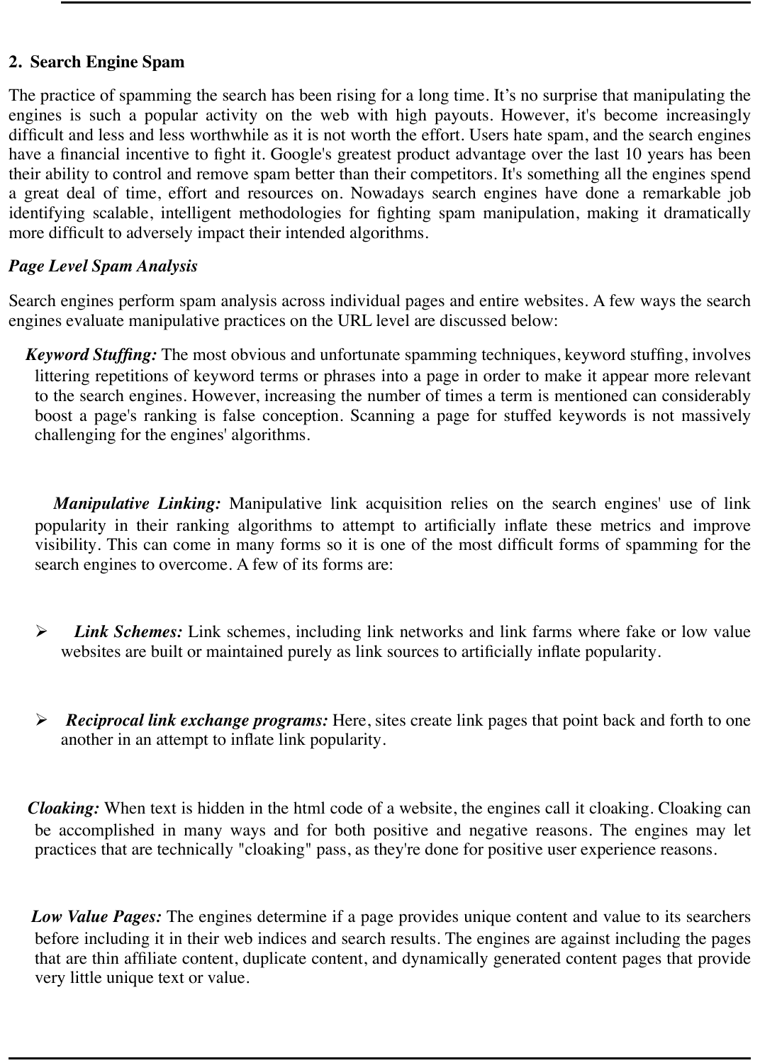## 2. Search Engine Spam

The practice of spamming the search has been rising for a long time. It's no surprise that manipulating the engines is such a popular activity on the web with high payouts. However, it's become increasingly difficult and less and less worthwhile as it is not worth the effort. Users hate spam, and the search engines have a financial incentive to fight it. Google's greatest product advantage over the last 10 years has been their ability to control and remove spam better than their competitors. It's something all the engines spend a great deal of time, effort and resources on. Nowadays search engines have done a remarkable job identifying scalable, intelligent methodologies for fighting spam manipulation, making it dramatically more difficult to adversely impact their intended algorithms.

***Page Level Spam Analysis***

Search engines perform spam analysis across individual pages and entire websites. A few ways the search engines evaluate manipulative practices on the URL level are discussed below:

***Keyword Stuffing:*** The most obvious and unfortunate spamming techniques, keyword stuffing, involves littering repetitions of keyword terms or phrases into a page in order to make it appear more relevant to the search engines. However, increasing the number of times a term is mentioned can considerably boost a page's ranking is false conception. Scanning a page for stuffed keywords is not massively challenging for the engines' algorithms.

***Manipulative Linking:*** Manipulative link acquisition relies on the search engines' use of link popularity in their ranking algorithms to attempt to artificially inflate these metrics and improve visibility. This can come in many forms so it is one of the most difficult forms of spamming for the search engines to overcome. A few of its forms are:

- ***Link Schemes:*** Link schemes, including link networks and link farms where fake or low value websites are built or maintained purely as link sources to artificially inflate popularity.

- ***Reciprocal link exchange programs:*** Here, sites create link pages that point back and forth to one another in an attempt to inflate link popularity.

***Cloaking:*** When text is hidden in the html code of a website, the engines call it cloaking. Cloaking can be accomplished in many ways and for both positive and negative reasons. The engines may let practices that are technically "cloaking" pass, as they're done for positive user experience reasons.

***Low Value Pages:*** The engines determine if a page provides unique content and value to its searchers before including it in their web indices and search results. The engines are against including the pages that are thin affiliate content, duplicate content, and dynamically generated content pages that provide very little unique text or value.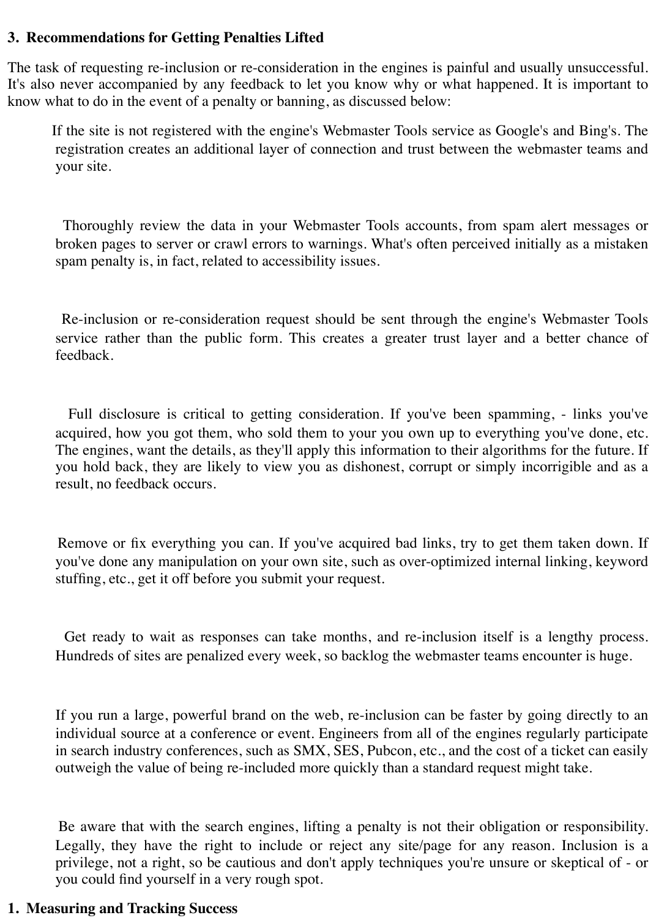## 3. Recommendations for Getting Penalties Lifted

The task of requesting re-inclusion or re-consideration in the engines is painful and usually unsuccessful. It's also never accompanied by any feedback to let you know why or what happened. It is important to know what to do in the event of a penalty or banning, as discussed below:

If the site is not registered with the engine's Webmaster Tools service as Google's and Bing's. The registration creates an additional layer of connection and trust between the webmaster teams and your site.

Thoroughly review the data in your Webmaster Tools accounts, from spam alert messages or broken pages to server or crawl errors to warnings. What's often perceived initially as a mistaken spam penalty is, in fact, related to accessibility issues.

Re-inclusion or re-consideration request should be sent through the engine's Webmaster Tools service rather than the public form. This creates a greater trust layer and a better chance of feedback.

Full disclosure is critical to getting consideration. If you've been spamming, - links you've acquired, how you got them, who sold them to your you own up to everything you've done, etc. The engines, want the details, as they'll apply this information to their algorithms for the future. If you hold back, they are likely to view you as dishonest, corrupt or simply incorrigible and as a result, no feedback occurs.

Remove or fix everything you can. If you've acquired bad links, try to get them taken down. If you've done any manipulation on your own site, such as over-optimized internal linking, keyword stuffing, etc., get it off before you submit your request.

Get ready to wait as responses can take months, and re-inclusion itself is a lengthy process. Hundreds of sites are penalized every week, so backlog the webmaster teams encounter is huge.

If you run a large, powerful brand on the web, re-inclusion can be faster by going directly to an individual source at a conference or event. Engineers from all of the engines regularly participate in search industry conferences, such as SMX, SES, Pubcon, etc., and the cost of a ticket can easily outweigh the value of being re-included more quickly than a standard request might take.

Be aware that with the search engines, lifting a penalty is not their obligation or responsibility. Legally, they have the right to include or reject any site/page for any reason. Inclusion is a privilege, not a right, so be cautious and don't apply techniques you're unsure or skeptical of - or you could find yourself in a very rough spot.

## 1. Measuring and Tracking Success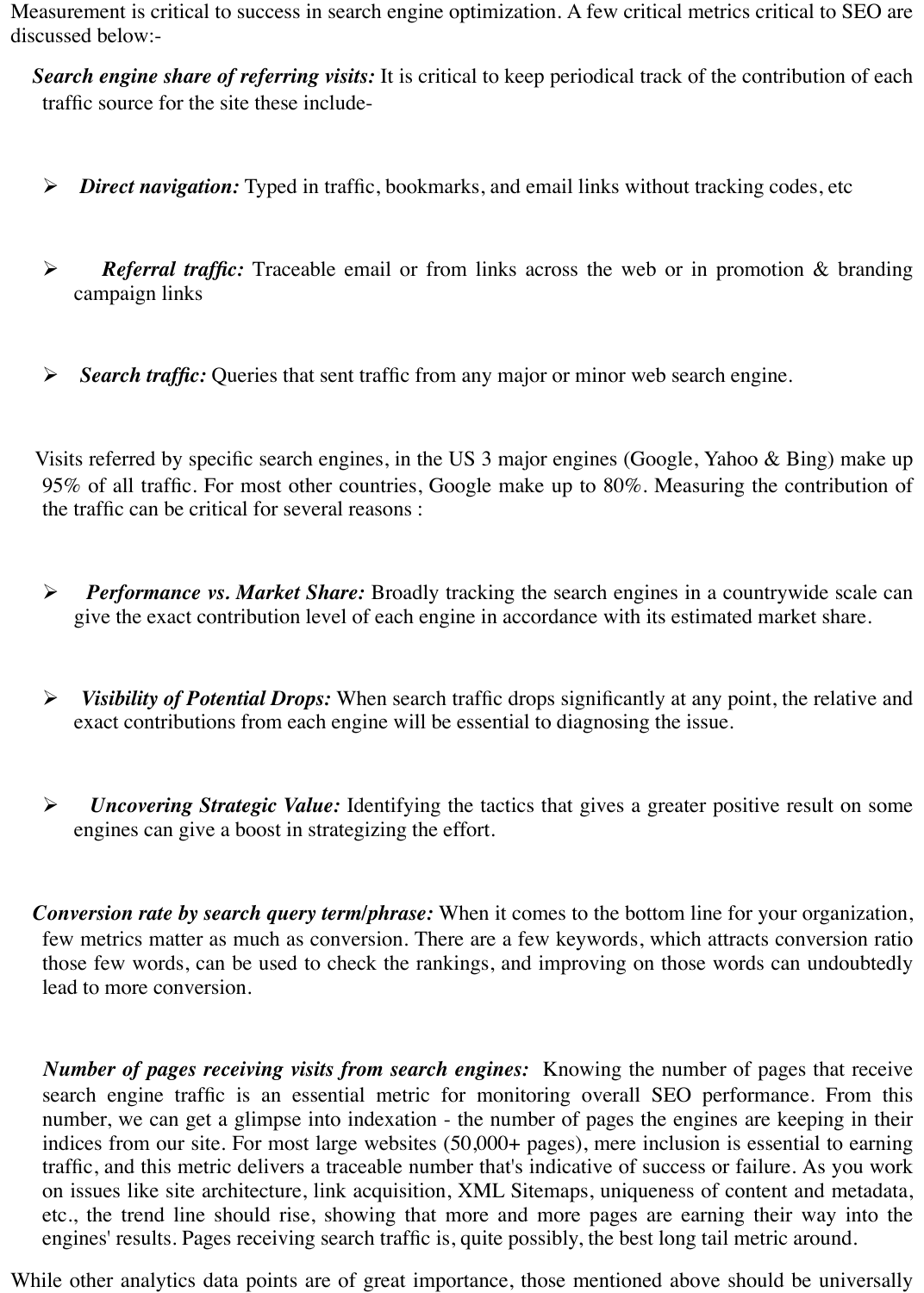Measurement is critical to success in search engine optimization. A few critical metrics critical to SEO are discussed below:-

***Search engine share of referring visits:*** It is critical to keep periodical track of the contribution of each traffic source for the site these include-

- ***Direct navigation:*** Typed in traffic, bookmarks, and email links without tracking codes, etc
- ***Referral traffic:*** Traceable email or from links across the web or in promotion & branding campaign links
- ***Search traffic:*** Queries that sent traffic from any major or minor web search engine.

Visits referred by specific search engines, in the US 3 major engines (Google, Yahoo & Bing) make up 95% of all traffic. For most other countries, Google make up to 80%. Measuring the contribution of the traffic can be critical for several reasons :

- ***Performance vs. Market Share:*** Broadly tracking the search engines in a countrywide scale can give the exact contribution level of each engine in accordance with its estimated market share.
- ***Visibility of Potential Drops:*** When search traffic drops significantly at any point, the relative and exact contributions from each engine will be essential to diagnosing the issue.
- ***Uncovering Strategic Value:*** Identifying the tactics that gives a greater positive result on some engines can give a boost in strategizing the effort.

***Conversion rate by search query term/phrase:*** When it comes to the bottom line for your organization, few metrics matter as much as conversion. There are a few keywords, which attracts conversion ratio those few words, can be used to check the rankings, and improving on those words can undoubtedly lead to more conversion.

***Number of pages receiving visits from search engines:*** Knowing the number of pages that receive search engine traffic is an essential metric for monitoring overall SEO performance. From this number, we can get a glimpse into indexation - the number of pages the engines are keeping in their indices from our site. For most large websites (50,000+ pages), mere inclusion is essential to earning traffic, and this metric delivers a traceable number that's indicative of success or failure. As you work on issues like site architecture, link acquisition, XML Sitemaps, uniqueness of content and metadata, etc., the trend line should rise, showing that more and more pages are earning their way into the engines' results. Pages receiving search traffic is, quite possibly, the best long tail metric around.

While other analytics data points are of great importance, those mentioned above should be universally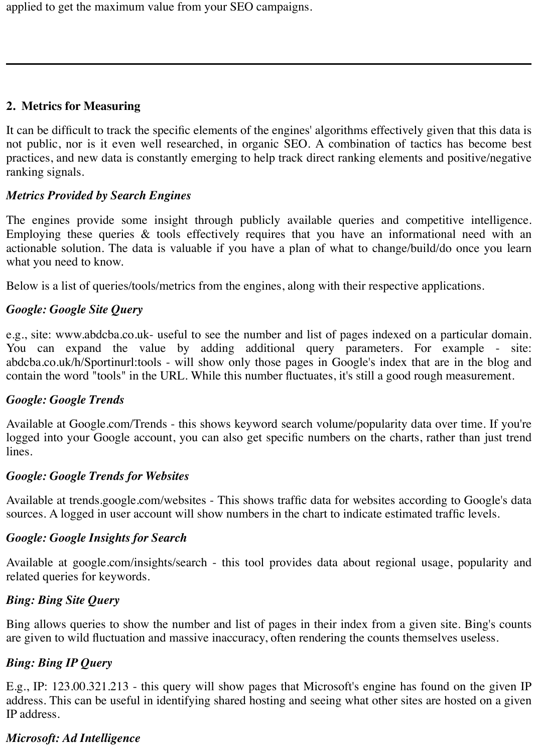applied to get the maximum value from your SEO campaigns.

---

## 2. Metrics for Measuring

It can be difficult to track the specific elements of the engines' algorithms effectively given that this data is not public, nor is it even well researched, in organic SEO. A combination of tactics has become best practices, and new data is constantly emerging to help track direct ranking elements and positive/negative ranking signals.

***Metrics Provided by Search Engines***

The engines provide some insight through publicly available queries and competitive intelligence. Employing these queries & tools effectively requires that you have an informational need with an actionable solution. The data is valuable if you have a plan of what to change/build/do once you learn what you need to know.

Below is a list of queries/tools/metrics from the engines, along with their respective applications.

***Google: Google Site Query***

e.g., site: www.abdcba.co.uk- useful to see the number and list of pages indexed on a particular domain. You can expand the value by adding additional query parameters. For example - site: abdcba.co.uk/h/Sportinurl:tools - will show only those pages in Google's index that are in the blog and contain the word "tools" in the URL. While this number fluctuates, it's still a good rough measurement.

***Google: Google Trends***

Available at Google.com/Trends - this shows keyword search volume/popularity data over time. If you're logged into your Google account, you can also get specific numbers on the charts, rather than just trend lines.

***Google: Google Trends for Websites***

Available at trends.google.com/websites - This shows traffic data for websites according to Google's data sources. A logged in user account will show numbers in the chart to indicate estimated traffic levels.

***Google: Google Insights for Search***

Available at google.com/insights/search - this tool provides data about regional usage, popularity and related queries for keywords.

***Bing: Bing Site Query***

Bing allows queries to show the number and list of pages in their index from a given site. Bing's counts are given to wild fluctuation and massive inaccuracy, often rendering the counts themselves useless.

***Bing: Bing IP Query***

E.g., IP: 123.00.321.213 - this query will show pages that Microsoft's engine has found on the given IP address. This can be useful in identifying shared hosting and seeing what other sites are hosted on a given IP address.

***Microsoft: Ad Intelligence***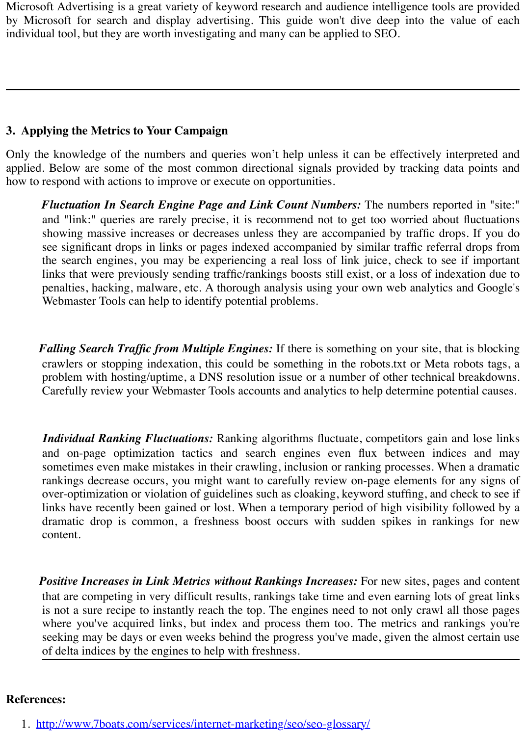Microsoft Advertising is a great variety of keyword research and audience intelligence tools are provided by Microsoft for search and display advertising. This guide won't dive deep into the value of each individual tool, but they are worth investigating and many can be applied to SEO.

---

## 3. Applying the Metrics to Your Campaign

Only the knowledge of the numbers and queries won't help unless it can be effectively interpreted and applied. Below are some of the most common directional signals provided by tracking data points and how to respond with actions to improve or execute on opportunities.

> ***Fluctuation In Search Engine Page and Link Count Numbers:*** The numbers reported in "site:" and "link:" queries are rarely precise, it is recommend not to get too worried about fluctuations showing massive increases or decreases unless they are accompanied by traffic drops. If you do see significant drops in links or pages indexed accompanied by similar traffic referral drops from the search engines, you may be experiencing a real loss of link juice, check to see if important links that were previously sending traffic/rankings boosts still exist, or a loss of indexation due to penalties, hacking, malware, etc. A thorough analysis using your own web analytics and Google's Webmaster Tools can help to identify potential problems.

> ***Falling Search Traffic from Multiple Engines:*** If there is something on your site, that is blocking crawlers or stopping indexation, this could be something in the robots.txt or Meta robots tags, a problem with hosting/uptime, a DNS resolution issue or a number of other technical breakdowns. Carefully review your Webmaster Tools accounts and analytics to help determine potential causes.

> ***Individual Ranking Fluctuations:*** Ranking algorithms fluctuate, competitors gain and lose links and on-page optimization tactics and search engines even flux between indices and may sometimes even make mistakes in their crawling, inclusion or ranking processes. When a dramatic rankings decrease occurs, you might want to carefully review on-page elements for any signs of over-optimization or violation of guidelines such as cloaking, keyword stuffing, and check to see if links have recently been gained or lost. When a temporary period of high visibility followed by a dramatic drop is common, a freshness boost occurs with sudden spikes in rankings for new content.

> ***Positive Increases in Link Metrics without Rankings Increases:*** For new sites, pages and content that are competing in very difficult results, rankings take time and even earning lots of great links is not a sure recipe to instantly reach the top. The engines need to not only crawl all those pages where you've acquired links, but index and process them too. The metrics and rankings you're seeking may be days or even weeks behind the progress you've made, given the almost certain use of delta indices by the engines to help with freshness.

---

**References:**

1. http://www.7boats.com/services/internet-marketing/seo/seo-glossary/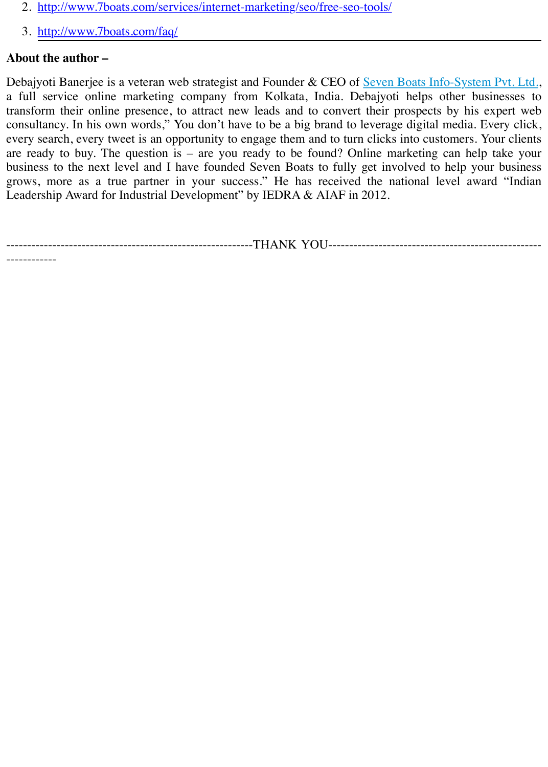2. http://www.7boats.com/services/internet-marketing/seo/free-seo-tools/
3. http://www.7boats.com/faq/

---

**About the author –**

Debajyoti Banerjee is a veteran web strategist and Founder & CEO of Seven Boats Info-System Pvt. Ltd., a full service online marketing company from Kolkata, India. Debajyoti helps other businesses to transform their online presence, to attract new leads and to convert their prospects by his expert web consultancy. In his own words," You don't have to be a big brand to leverage digital media. Every click, every search, every tweet is an opportunity to engage them and to turn clicks into customers. Your clients are ready to buy. The question is – are you ready to be found? Online marketing can help take your business to the next level and I have founded Seven Boats to fully get involved to help your business grows, more as a true partner in your success." He has received the national level award "Indian Leadership Award for Industrial Development" by IEDRA & AIAF in 2012.

-----------------------------------------------------------THANK YOU---------------------------------------------------------------